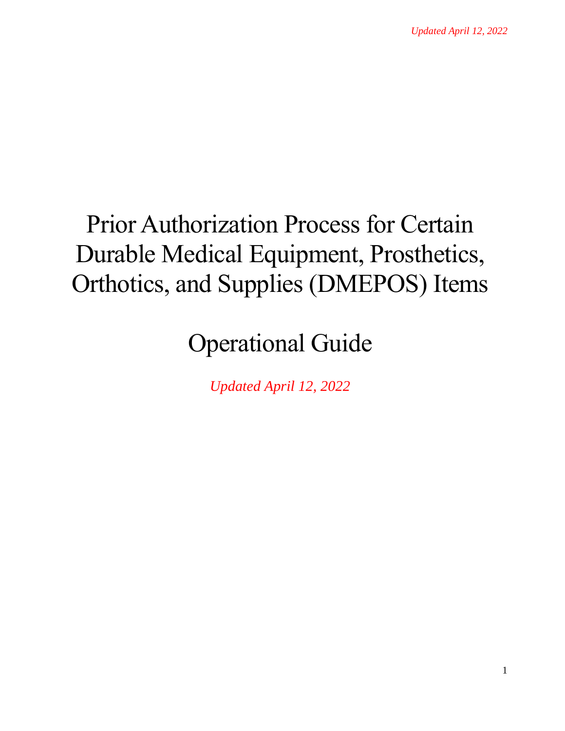# Prior Authorization Process for Certain Durable Medical Equipment, Prosthetics, Orthotics, and Supplies (DMEPOS) Items

# Operational Guide

*Updated April 12, 2022*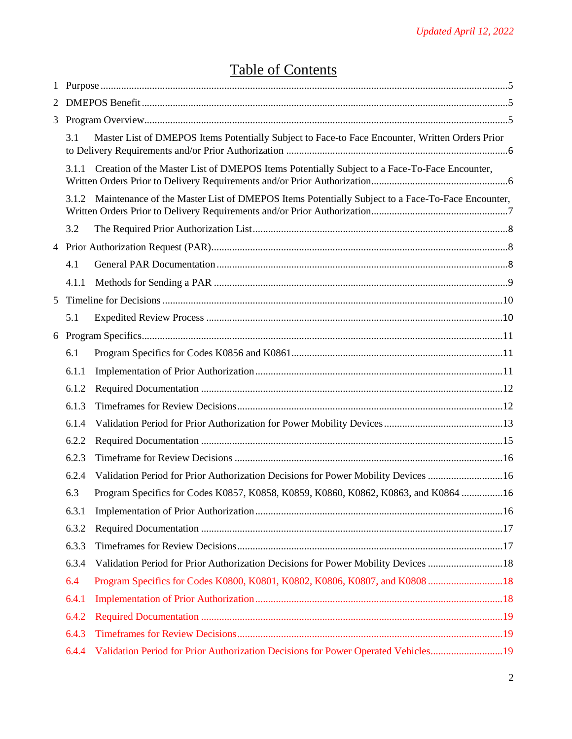*Updated April 12, 2022*

# Table of Contents

1 Purpose ....5

2 DMEPOS Benefit ....5

3 Program Overview ....5

- 3.1 Master List of DMEPOS Items Potentially Subject to Face-to Face Encounter, Written Orders Prior to Delivery Requirements and/or Prior Authorization ....6
- 3.1.1 Creation of the Master List of DMEPOS Items Potentially Subject to a Face-To-Face Encounter, Written Orders Prior to Delivery Requirements and/or Prior Authorization ....6
- 3.1.2 Maintenance of the Master List of DMEPOS Items Potentially Subject to a Face-To-Face Encounter, Written Orders Prior to Delivery Requirements and/or Prior Authorization ....7
- 3.2 The Required Prior Authorization List ....8

4 Prior Authorization Request (PAR) ....8

- 4.1 General PAR Documentation ....8
- 4.1.1 Methods for Sending a PAR ....9

5 Timeline for Decisions ....10

- 5.1 Expedited Review Process ....10

6 Program Specifics ....11

- 6.1 Program Specifics for Codes K0856 and K0861 ....11
- 6.1.1 Implementation of Prior Authorization ....11
- 6.1.2 Required Documentation ....12
- 6.1.3 Timeframes for Review Decisions ....12
- 6.1.4 Validation Period for Prior Authorization for Power Mobility Devices ....13
- 6.2.2 Required Documentation ....15
- 6.2.3 Timeframe for Review Decisions ....16
- 6.2.4 Validation Period for Prior Authorization Decisions for Power Mobility Devices ....16
- 6.3 Program Specifics for Codes K0857, K0858, K0859, K0860, K0862, K0863, and K0864 ....16
- 6.3.1 Implementation of Prior Authorization ....16
- 6.3.2 Required Documentation ....17
- 6.3.3 Timeframes for Review Decisions ....17
- 6.3.4 Validation Period for Prior Authorization Decisions for Power Mobility Devices ....18
- 6.4 Program Specifics for Codes K0800, K0801, K0802, K0806, K0807, and K0808 ....18
- 6.4.1 Implementation of Prior Authorization ....18
- 6.4.2 Required Documentation ....19
- 6.4.3 Timeframes for Review Decisions ....19
- 6.4.4 Validation Period for Prior Authorization Decisions for Power Operated Vehicles ....19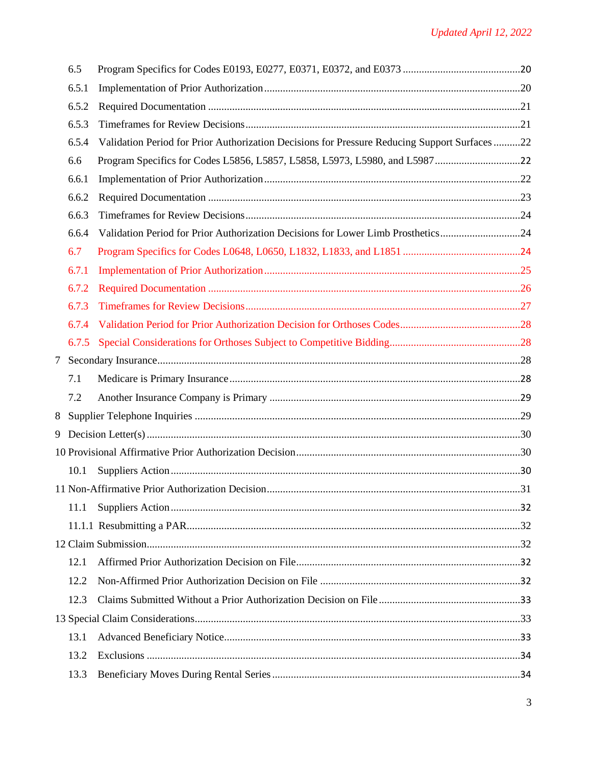6.5 Program Specifics for Codes E0193, E0277, E0371, E0372, and E0373 ....20

6.5.1 Implementation of Prior Authorization ....20

6.5.2 Required Documentation ....21

6.5.3 Timeframes for Review Decisions ....21

6.5.4 Validation Period for Prior Authorization Decisions for Pressure Reducing Support Surfaces ....22

6.6 Program Specifics for Codes L5856, L5857, L5858, L5973, L5980, and L5987 ....22

6.6.1 Implementation of Prior Authorization ....22

6.6.2 Required Documentation ....23

6.6.3 Timeframes for Review Decisions ....24

6.6.4 Validation Period for Prior Authorization Decisions for Lower Limb Prosthetics ....24

6.7 Program Specifics for Codes L0648, L0650, L1832, L1833, and L1851 ....24

6.7.1 Implementation of Prior Authorization ....25

6.7.2 Required Documentation ....26

6.7.3 Timeframes for Review Decisions ....27

6.7.4 Validation Period for Prior Authorization Decision for Orthoses Codes ....28

6.7.5 Special Considerations for Orthoses Subject to Competitive Bidding ....28

7 Secondary Insurance ....28

7.1 Medicare is Primary Insurance ....28

7.2 Another Insurance Company is Primary ....29

8 Supplier Telephone Inquiries ....29

9 Decision Letter(s) ....30

10 Provisional Affirmative Prior Authorization Decision ....30

10.1 Suppliers Action ....30

11 Non-Affirmative Prior Authorization Decision ....31

11.1 Suppliers Action ....32

11.1.1 Resubmitting a PAR ....32

12 Claim Submission ....32

12.1 Affirmed Prior Authorization Decision on File ....32

12.2 Non-Affirmed Prior Authorization Decision on File ....32

12.3 Claims Submitted Without a Prior Authorization Decision on File ....33

13 Special Claim Considerations ....33

13.1 Advanced Beneficiary Notice ....33

13.2 Exclusions ....34

13.3 Beneficiary Moves During Rental Series ....34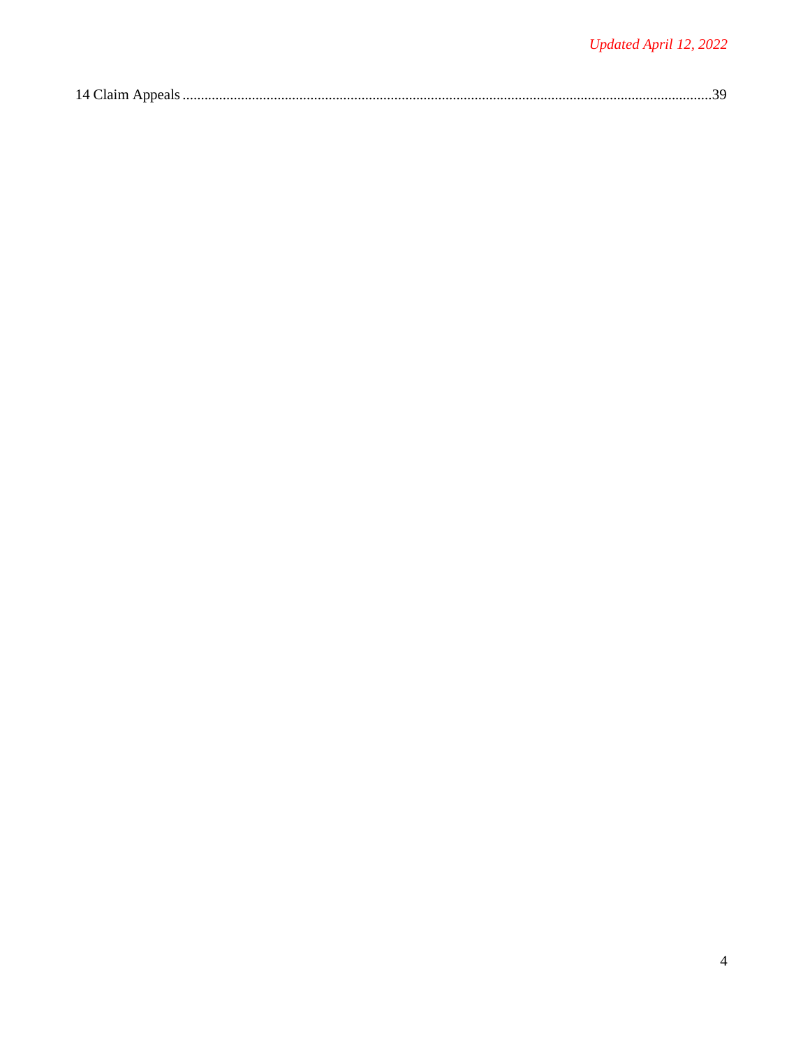14 Claim Appeals .......................................................................................................................................39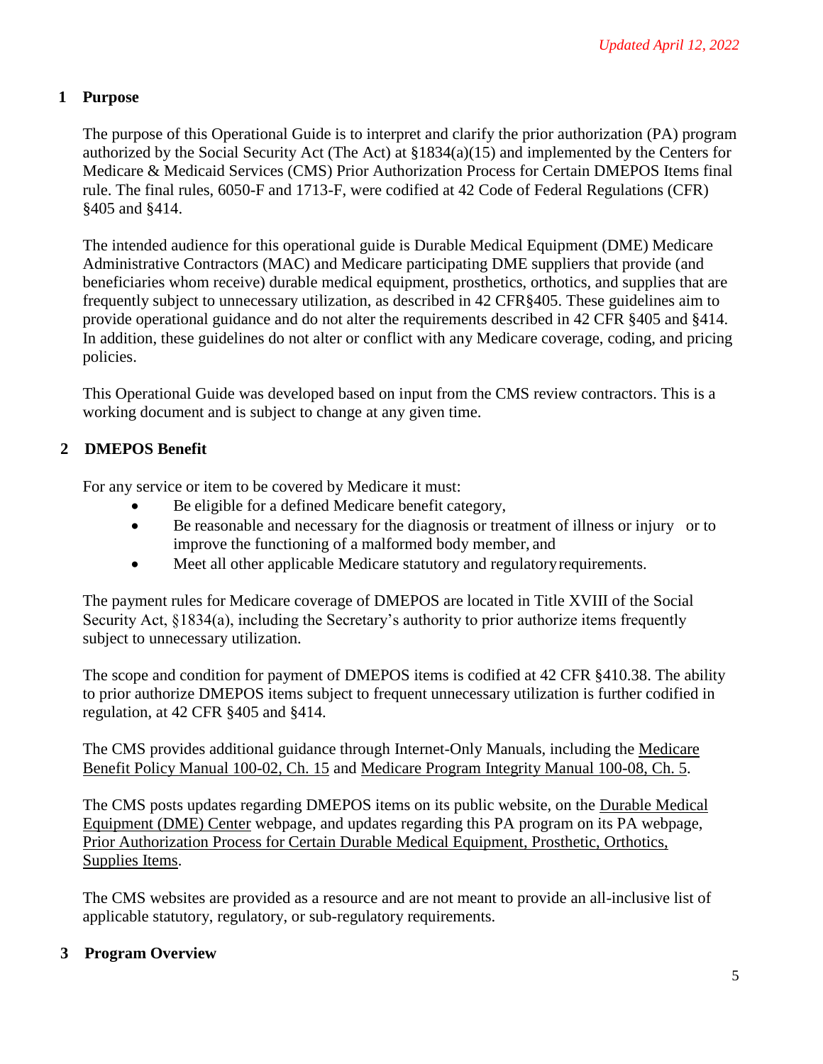*Updated April 12, 2022*

## 1 Purpose

The purpose of this Operational Guide is to interpret and clarify the prior authorization (PA) program authorized by the Social Security Act (The Act) at §1834(a)(15) and implemented by the Centers for Medicare & Medicaid Services (CMS) Prior Authorization Process for Certain DMEPOS Items final rule. The final rules, 6050-F and 1713-F, were codified at 42 Code of Federal Regulations (CFR) §405 and §414.

The intended audience for this operational guide is Durable Medical Equipment (DME) Medicare Administrative Contractors (MAC) and Medicare participating DME suppliers that provide (and beneficiaries whom receive) durable medical equipment, prosthetics, orthotics, and supplies that are frequently subject to unnecessary utilization, as described in 42 CFR§405. These guidelines aim to provide operational guidance and do not alter the requirements described in 42 CFR §405 and §414. In addition, these guidelines do not alter or conflict with any Medicare coverage, coding, and pricing policies.

This Operational Guide was developed based on input from the CMS review contractors. This is a working document and is subject to change at any given time.

## 2 DMEPOS Benefit

For any service or item to be covered by Medicare it must:

- Be eligible for a defined Medicare benefit category,
- Be reasonable and necessary for the diagnosis or treatment of illness or injury or to improve the functioning of a malformed body member, and
- Meet all other applicable Medicare statutory and regulatory requirements.

The payment rules for Medicare coverage of DMEPOS are located in Title XVIII of the Social Security Act, §1834(a), including the Secretary's authority to prior authorize items frequently subject to unnecessary utilization.

The scope and condition for payment of DMEPOS items is codified at 42 CFR §410.38. The ability to prior authorize DMEPOS items subject to frequent unnecessary utilization is further codified in regulation, at 42 CFR §405 and §414.

The CMS provides additional guidance through Internet-Only Manuals, including the Medicare Benefit Policy Manual 100-02, Ch. 15 and Medicare Program Integrity Manual 100-08, Ch. 5.

The CMS posts updates regarding DMEPOS items on its public website, on the Durable Medical Equipment (DME) Center webpage, and updates regarding this PA program on its PA webpage, Prior Authorization Process for Certain Durable Medical Equipment, Prosthetic, Orthotics, Supplies Items.

The CMS websites are provided as a resource and are not meant to provide an all-inclusive list of applicable statutory, regulatory, or sub-regulatory requirements.

## 3 Program Overview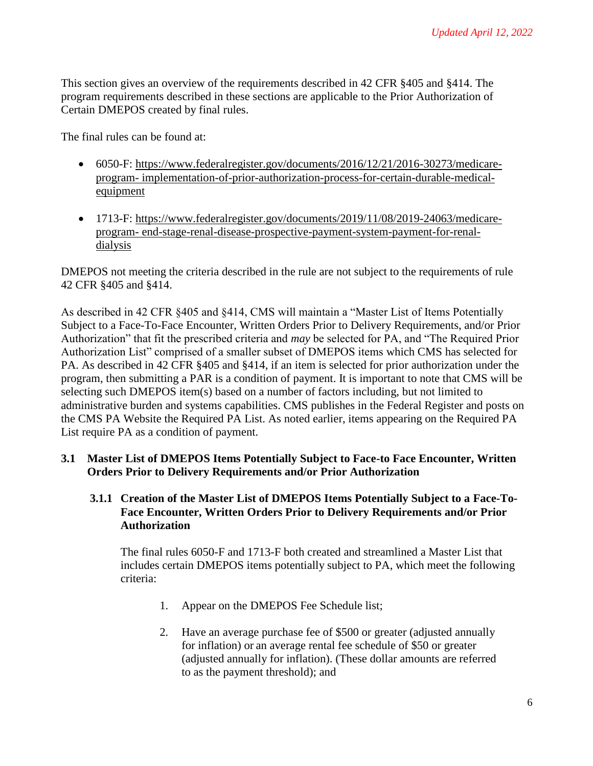This section gives an overview of the requirements described in 42 CFR §405 and §414. The program requirements described in these sections are applicable to the Prior Authorization of Certain DMEPOS created by final rules.

The final rules can be found at:

- 6050-F: https://www.federalregister.gov/documents/2016/12/21/2016-30273/medicare-program- implementation-of-prior-authorization-process-for-certain-durable-medical-equipment
- 1713-F: https://www.federalregister.gov/documents/2019/11/08/2019-24063/medicare-program- end-stage-renal-disease-prospective-payment-system-payment-for-renal-dialysis

DMEPOS not meeting the criteria described in the rule are not subject to the requirements of rule 42 CFR §405 and §414.

As described in 42 CFR §405 and §414, CMS will maintain a "Master List of Items Potentially Subject to a Face-To-Face Encounter, Written Orders Prior to Delivery Requirements, and/or Prior Authorization" that fit the prescribed criteria and *may* be selected for PA, and "The Required Prior Authorization List" comprised of a smaller subset of DMEPOS items which CMS has selected for PA. As described in 42 CFR §405 and §414, if an item is selected for prior authorization under the program, then submitting a PAR is a condition of payment. It is important to note that CMS will be selecting such DMEPOS item(s) based on a number of factors including, but not limited to administrative burden and systems capabilities. CMS publishes in the Federal Register and posts on the CMS PA Website the Required PA List. As noted earlier, items appearing on the Required PA List require PA as a condition of payment.

## 3.1 Master List of DMEPOS Items Potentially Subject to Face-to Face Encounter, Written Orders Prior to Delivery Requirements and/or Prior Authorization

### 3.1.1 Creation of the Master List of DMEPOS Items Potentially Subject to a Face-To-Face Encounter, Written Orders Prior to Delivery Requirements and/or Prior Authorization

The final rules 6050-F and 1713-F both created and streamlined a Master List that includes certain DMEPOS items potentially subject to PA, which meet the following criteria:

1. Appear on the DMEPOS Fee Schedule list;
2. Have an average purchase fee of $500 or greater (adjusted annually for inflation) or an average rental fee schedule of $50 or greater (adjusted annually for inflation). (These dollar amounts are referred to as the payment threshold); and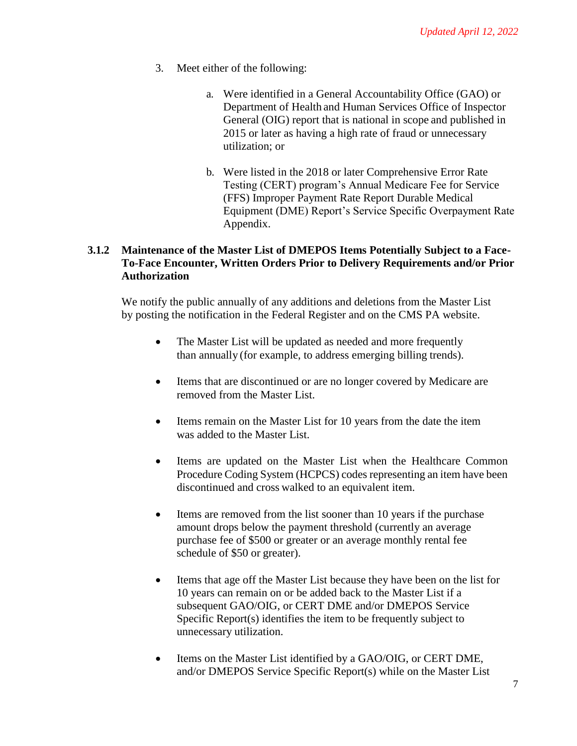3. Meet either of the following:

    a. Were identified in a General Accountability Office (GAO) or Department of Health and Human Services Office of Inspector General (OIG) report that is national in scope and published in 2015 or later as having a high rate of fraud or unnecessary utilization; or

    b. Were listed in the 2018 or later Comprehensive Error Rate Testing (CERT) program's Annual Medicare Fee for Service (FFS) Improper Payment Rate Report Durable Medical Equipment (DME) Report's Service Specific Overpayment Rate Appendix.

### 3.1.2 Maintenance of the Master List of DMEPOS Items Potentially Subject to a Face-To-Face Encounter, Written Orders Prior to Delivery Requirements and/or Prior Authorization

We notify the public annually of any additions and deletions from the Master List by posting the notification in the Federal Register and on the CMS PA website.

- The Master List will be updated as needed and more frequently than annually (for example, to address emerging billing trends).
- Items that are discontinued or are no longer covered by Medicare are removed from the Master List.
- Items remain on the Master List for 10 years from the date the item was added to the Master List.
- Items are updated on the Master List when the Healthcare Common Procedure Coding System (HCPCS) codes representing an item have been discontinued and cross walked to an equivalent item.
- Items are removed from the list sooner than 10 years if the purchase amount drops below the payment threshold (currently an average purchase fee of $500 or greater or an average monthly rental fee schedule of $50 or greater).
- Items that age off the Master List because they have been on the list for 10 years can remain on or be added back to the Master List if a subsequent GAO/OIG, or CERT DME and/or DMEPOS Service Specific Report(s) identifies the item to be frequently subject to unnecessary utilization.
- Items on the Master List identified by a GAO/OIG, or CERT DME, and/or DMEPOS Service Specific Report(s) while on the Master List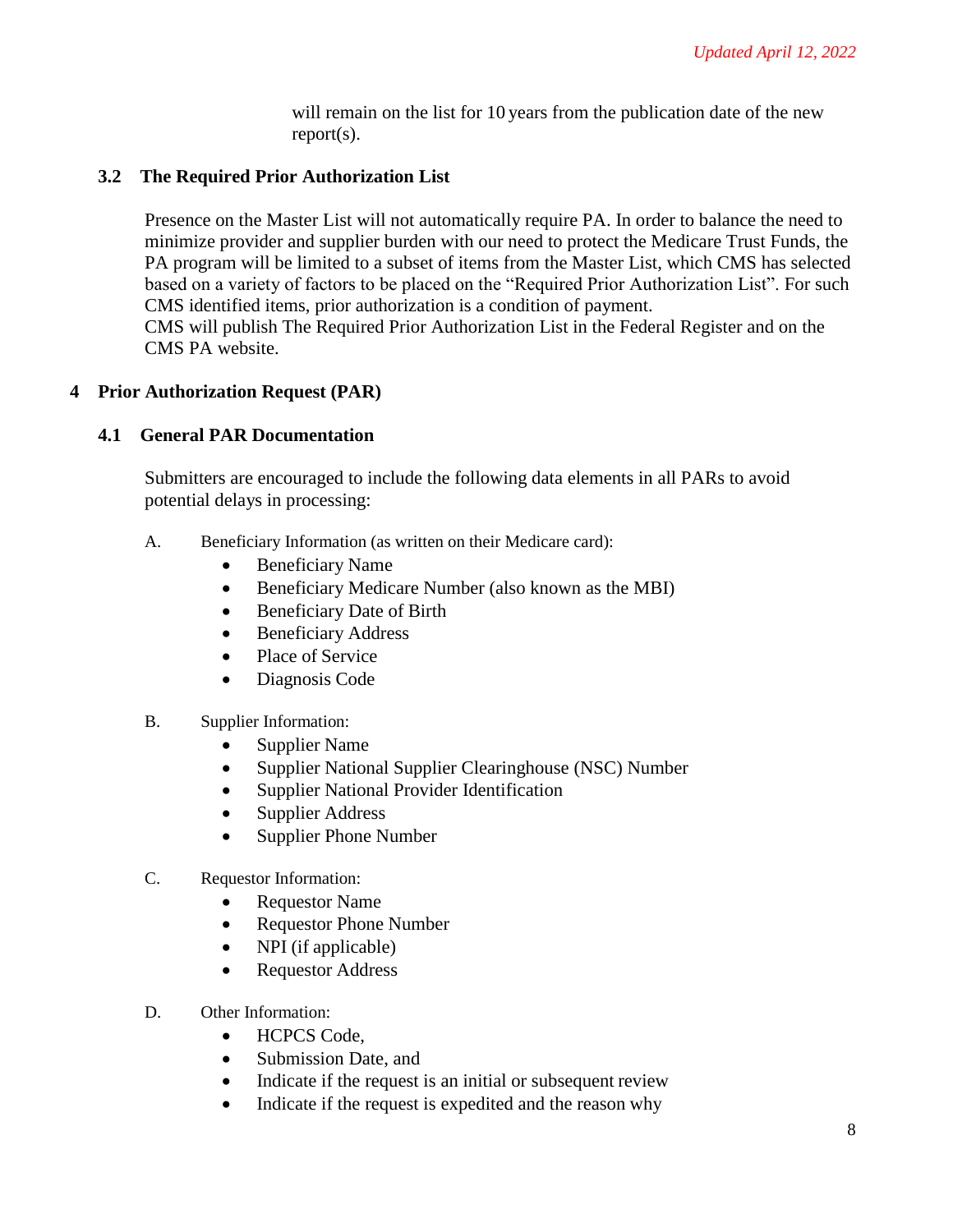will remain on the list for 10 years from the publication date of the new report(s).

### 3.2 The Required Prior Authorization List

Presence on the Master List will not automatically require PA. In order to balance the need to minimize provider and supplier burden with our need to protect the Medicare Trust Funds, the PA program will be limited to a subset of items from the Master List, which CMS has selected based on a variety of factors to be placed on the "Required Prior Authorization List". For such CMS identified items, prior authorization is a condition of payment.

CMS will publish The Required Prior Authorization List in the Federal Register and on the CMS PA website.

## 4 Prior Authorization Request (PAR)

### 4.1 General PAR Documentation

Submitters are encouraged to include the following data elements in all PARs to avoid potential delays in processing:

A. Beneficiary Information (as written on their Medicare card):
- Beneficiary Name
- Beneficiary Medicare Number (also known as the MBI)
- Beneficiary Date of Birth
- Beneficiary Address
- Place of Service
- Diagnosis Code

B. Supplier Information:
- Supplier Name
- Supplier National Supplier Clearinghouse (NSC) Number
- Supplier National Provider Identification
- Supplier Address
- Supplier Phone Number

C. Requestor Information:
- Requestor Name
- Requestor Phone Number
- NPI (if applicable)
- Requestor Address

D. Other Information:
- HCPCS Code,
- Submission Date, and
- Indicate if the request is an initial or subsequent review
- Indicate if the request is expedited and the reason why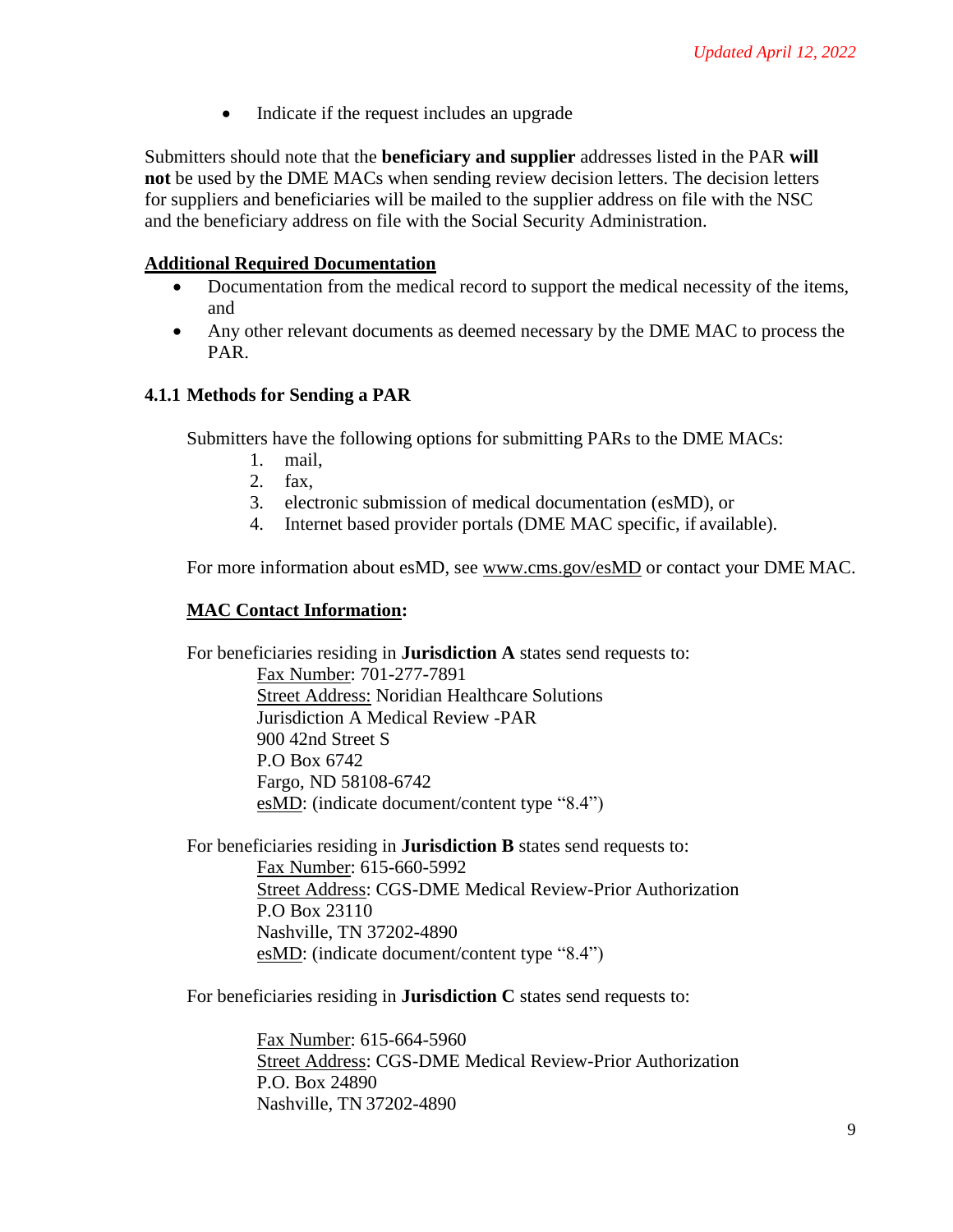- Indicate if the request includes an upgrade

Submitters should note that the **beneficiary and supplier** addresses listed in the PAR **will not** be used by the DME MACs when sending review decision letters. The decision letters for suppliers and beneficiaries will be mailed to the supplier address on file with the NSC and the beneficiary address on file with the Social Security Administration.

**Additional Required Documentation**

- Documentation from the medical record to support the medical necessity of the items, and
- Any other relevant documents as deemed necessary by the DME MAC to process the PAR.

### 4.1.1 Methods for Sending a PAR

Submitters have the following options for submitting PARs to the DME MACs:

1. mail,
2. fax,
3. electronic submission of medical documentation (esMD), or
4. Internet based provider portals (DME MAC specific, if available).

For more information about esMD, see www.cms.gov/esMD or contact your DME MAC.

**MAC Contact Information:**

For beneficiaries residing in **Jurisdiction A** states send requests to:

Fax Number: 701-277-7891
Street Address: Noridian Healthcare Solutions
Jurisdiction A Medical Review -PAR
900 42nd Street S
P.O Box 6742
Fargo, ND 58108-6742
esMD: (indicate document/content type "8.4")

For beneficiaries residing in **Jurisdiction B** states send requests to:

Fax Number: 615-660-5992
Street Address: CGS-DME Medical Review-Prior Authorization
P.O Box 23110
Nashville, TN 37202-4890
esMD: (indicate document/content type "8.4")

For beneficiaries residing in **Jurisdiction C** states send requests to:

Fax Number: 615-664-5960
Street Address: CGS-DME Medical Review-Prior Authorization
P.O. Box 24890
Nashville, TN 37202-4890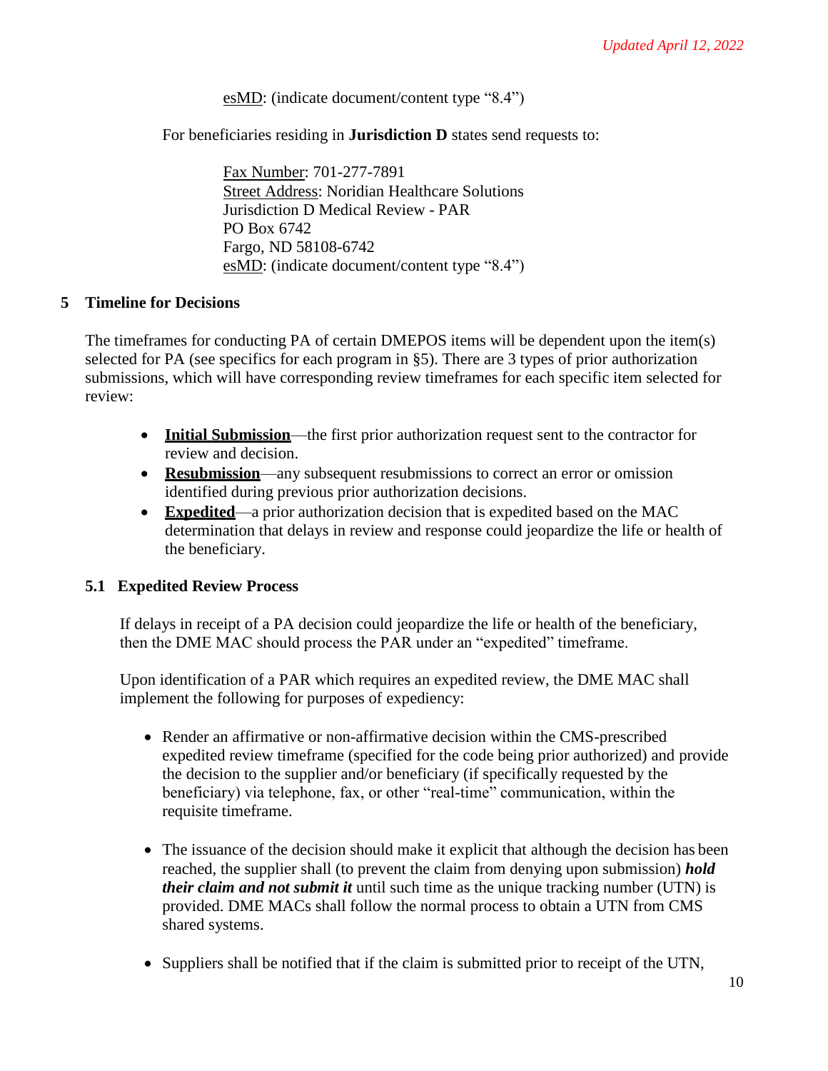Updated April 12, 2022

esMD: (indicate document/content type "8.4")

For beneficiaries residing in **Jurisdiction D** states send requests to:

Fax Number: 701-277-7891
Street Address: Noridian Healthcare Solutions
Jurisdiction D Medical Review - PAR
PO Box 6742
Fargo, ND 58108-6742
esMD: (indicate document/content type "8.4")

## 5 Timeline for Decisions

The timeframes for conducting PA of certain DMEPOS items will be dependent upon the item(s) selected for PA (see specifics for each program in §5). There are 3 types of prior authorization submissions, which will have corresponding review timeframes for each specific item selected for review:

- **Initial Submission**—the first prior authorization request sent to the contractor for review and decision.
- **Resubmission**—any subsequent resubmissions to correct an error or omission identified during previous prior authorization decisions.
- **Expedited**—a prior authorization decision that is expedited based on the MAC determination that delays in review and response could jeopardize the life or health of the beneficiary.

### 5.1 Expedited Review Process

If delays in receipt of a PA decision could jeopardize the life or health of the beneficiary, then the DME MAC should process the PAR under an "expedited" timeframe.

Upon identification of a PAR which requires an expedited review, the DME MAC shall implement the following for purposes of expediency:

- Render an affirmative or non-affirmative decision within the CMS-prescribed expedited review timeframe (specified for the code being prior authorized) and provide the decision to the supplier and/or beneficiary (if specifically requested by the beneficiary) via telephone, fax, or other "real-time" communication, within the requisite timeframe.

- The issuance of the decision should make it explicit that although the decision has been reached, the supplier shall (to prevent the claim from denying upon submission) ***hold their claim and not submit it*** until such time as the unique tracking number (UTN) is provided. DME MACs shall follow the normal process to obtain a UTN from CMS shared systems.

- Suppliers shall be notified that if the claim is submitted prior to receipt of the UTN,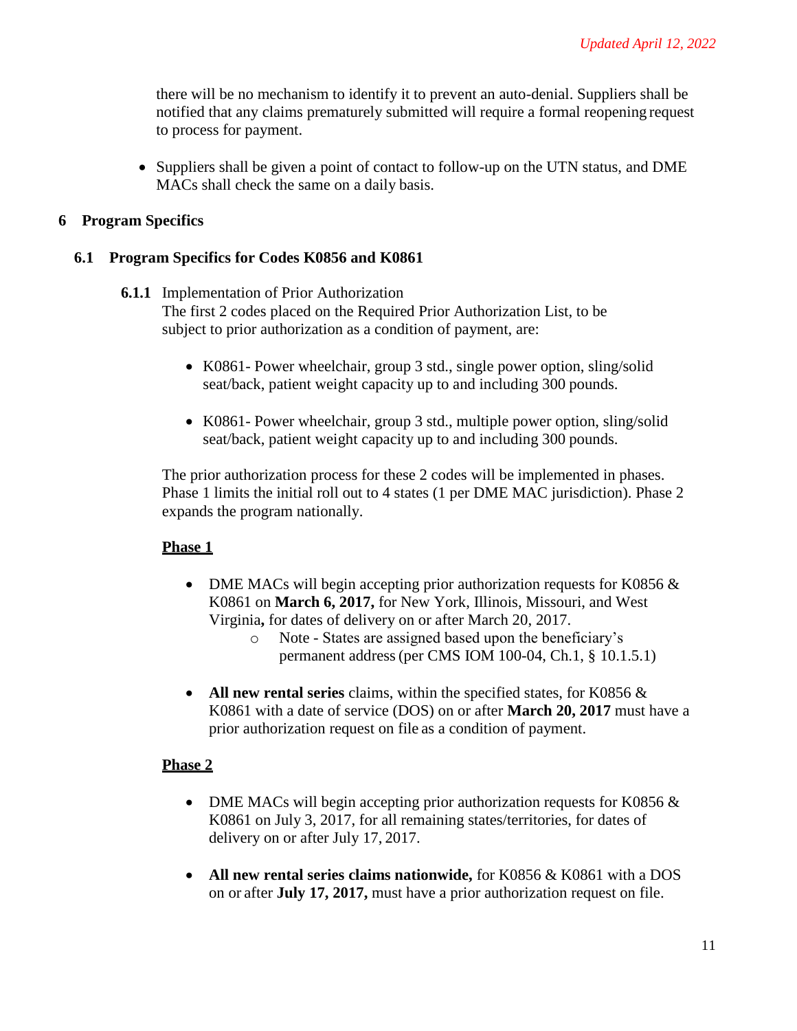there will be no mechanism to identify it to prevent an auto-denial. Suppliers shall be notified that any claims prematurely submitted will require a formal reopening request to process for payment.

- Suppliers shall be given a point of contact to follow-up on the UTN status, and DME MACs shall check the same on a daily basis.

# 6 Program Specifics

## 6.1 Program Specifics for Codes K0856 and K0861

### 6.1.1 Implementation of Prior Authorization

The first 2 codes placed on the Required Prior Authorization List, to be subject to prior authorization as a condition of payment, are:

- K0861- Power wheelchair, group 3 std., single power option, sling/solid seat/back, patient weight capacity up to and including 300 pounds.
- K0861- Power wheelchair, group 3 std., multiple power option, sling/solid seat/back, patient weight capacity up to and including 300 pounds.

The prior authorization process for these 2 codes will be implemented in phases. Phase 1 limits the initial roll out to 4 states (1 per DME MAC jurisdiction). Phase 2 expands the program nationally.

**Phase 1**

- DME MACs will begin accepting prior authorization requests for K0856 & K0861 on **March 6, 2017,** for New York, Illinois, Missouri, and West Virginia**,** for dates of delivery on or after March 20, 2017.
  - Note - States are assigned based upon the beneficiary's permanent address (per CMS IOM 100-04, Ch.1, § 10.1.5.1)
- **All new rental series** claims, within the specified states, for K0856 & K0861 with a date of service (DOS) on or after **March 20, 2017** must have a prior authorization request on file as a condition of payment.

**Phase 2**

- DME MACs will begin accepting prior authorization requests for K0856 & K0861 on July 3, 2017, for all remaining states/territories, for dates of delivery on or after July 17, 2017.
- **All new rental series claims nationwide,** for K0856 & K0861 with a DOS on or after **July 17, 2017,** must have a prior authorization request on file.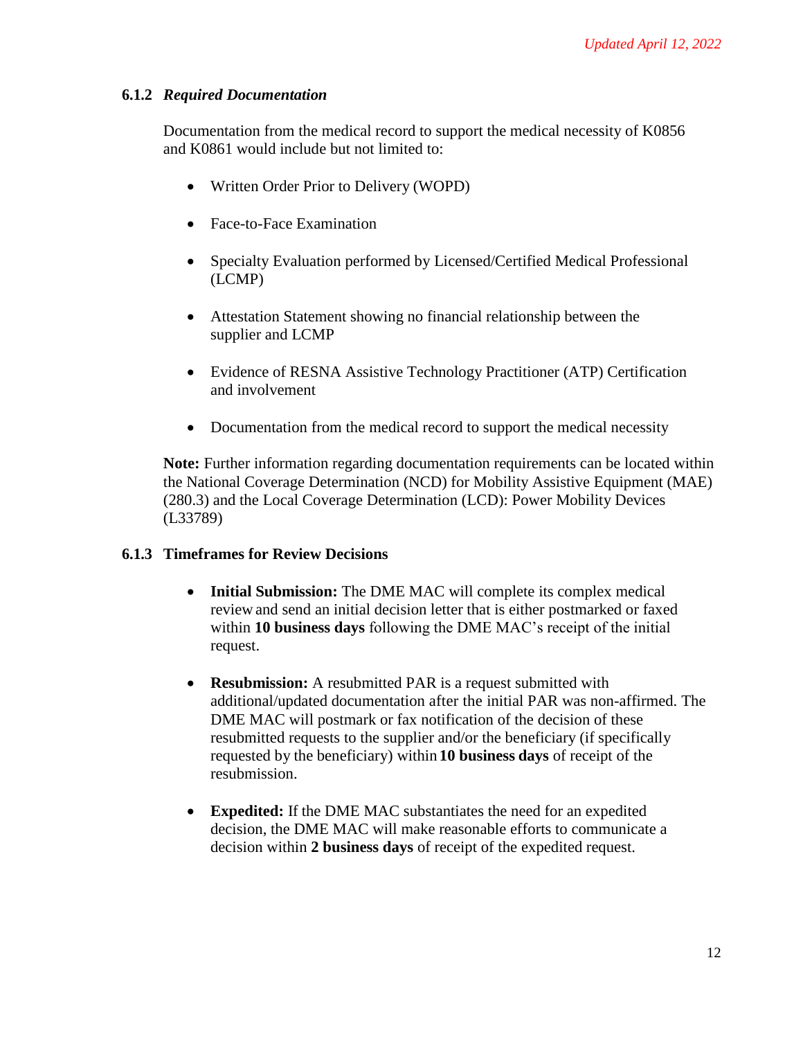#### 6.1.2 *Required Documentation*

Documentation from the medical record to support the medical necessity of K0856 and K0861 would include but not limited to:

- Written Order Prior to Delivery (WOPD)
- Face-to-Face Examination
- Specialty Evaluation performed by Licensed/Certified Medical Professional (LCMP)
- Attestation Statement showing no financial relationship between the supplier and LCMP
- Evidence of RESNA Assistive Technology Practitioner (ATP) Certification and involvement
- Documentation from the medical record to support the medical necessity

**Note:** Further information regarding documentation requirements can be located within the National Coverage Determination (NCD) for Mobility Assistive Equipment (MAE) (280.3) and the Local Coverage Determination (LCD): Power Mobility Devices (L33789)

#### 6.1.3 Timeframes for Review Decisions

- **Initial Submission:** The DME MAC will complete its complex medical review and send an initial decision letter that is either postmarked or faxed within **10 business days** following the DME MAC's receipt of the initial request.
- **Resubmission:** A resubmitted PAR is a request submitted with additional/updated documentation after the initial PAR was non-affirmed. The DME MAC will postmark or fax notification of the decision of these resubmitted requests to the supplier and/or the beneficiary (if specifically requested by the beneficiary) within **10 business days** of receipt of the resubmission.
- **Expedited:** If the DME MAC substantiates the need for an expedited decision, the DME MAC will make reasonable efforts to communicate a decision within **2 business days** of receipt of the expedited request.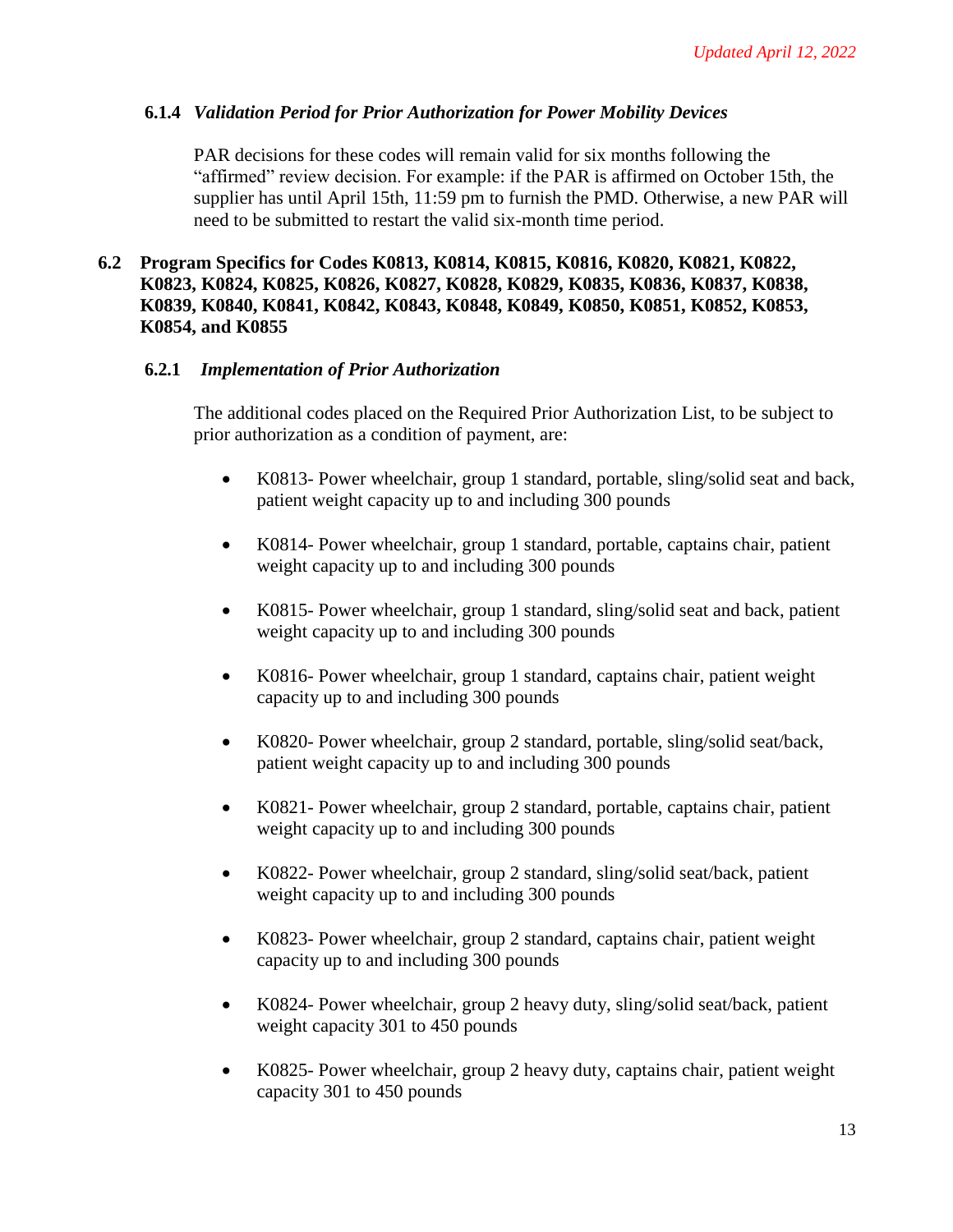*Updated April 12, 2022*

### 6.1.4 *Validation Period for Prior Authorization for Power Mobility Devices*

PAR decisions for these codes will remain valid for six months following the "affirmed" review decision. For example: if the PAR is affirmed on October 15th, the supplier has until April 15th, 11:59 pm to furnish the PMD. Otherwise, a new PAR will need to be submitted to restart the valid six-month time period.

## 6.2 Program Specifics for Codes K0813, K0814, K0815, K0816, K0820, K0821, K0822, K0823, K0824, K0825, K0826, K0827, K0828, K0829, K0835, K0836, K0837, K0838, K0839, K0840, K0841, K0842, K0843, K0848, K0849, K0850, K0851, K0852, K0853, K0854, and K0855

### 6.2.1 *Implementation of Prior Authorization*

The additional codes placed on the Required Prior Authorization List, to be subject to prior authorization as a condition of payment, are:

- K0813- Power wheelchair, group 1 standard, portable, sling/solid seat and back, patient weight capacity up to and including 300 pounds
- K0814- Power wheelchair, group 1 standard, portable, captains chair, patient weight capacity up to and including 300 pounds
- K0815- Power wheelchair, group 1 standard, sling/solid seat and back, patient weight capacity up to and including 300 pounds
- K0816- Power wheelchair, group 1 standard, captains chair, patient weight capacity up to and including 300 pounds
- K0820- Power wheelchair, group 2 standard, portable, sling/solid seat/back, patient weight capacity up to and including 300 pounds
- K0821- Power wheelchair, group 2 standard, portable, captains chair, patient weight capacity up to and including 300 pounds
- K0822- Power wheelchair, group 2 standard, sling/solid seat/back, patient weight capacity up to and including 300 pounds
- K0823- Power wheelchair, group 2 standard, captains chair, patient weight capacity up to and including 300 pounds
- K0824- Power wheelchair, group 2 heavy duty, sling/solid seat/back, patient weight capacity 301 to 450 pounds
- K0825- Power wheelchair, group 2 heavy duty, captains chair, patient weight capacity 301 to 450 pounds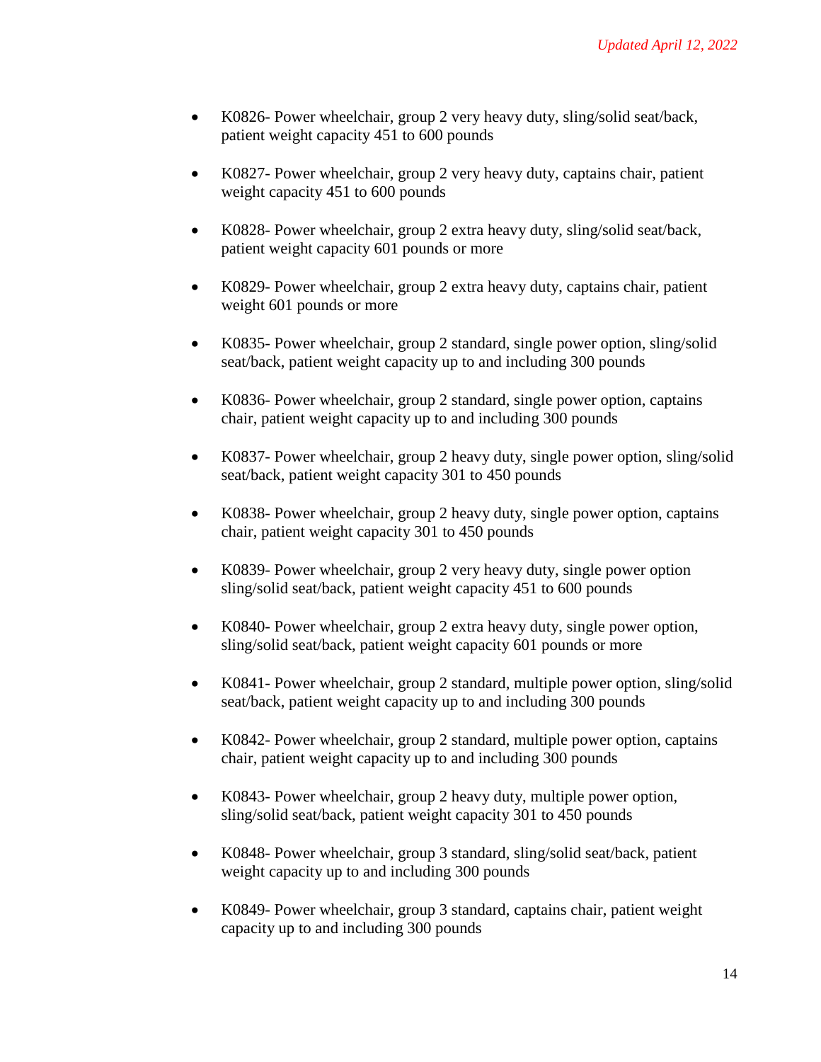- K0826- Power wheelchair, group 2 very heavy duty, sling/solid seat/back, patient weight capacity 451 to 600 pounds

- K0827- Power wheelchair, group 2 very heavy duty, captains chair, patient weight capacity 451 to 600 pounds

- K0828- Power wheelchair, group 2 extra heavy duty, sling/solid seat/back, patient weight capacity 601 pounds or more

- K0829- Power wheelchair, group 2 extra heavy duty, captains chair, patient weight 601 pounds or more

- K0835- Power wheelchair, group 2 standard, single power option, sling/solid seat/back, patient weight capacity up to and including 300 pounds

- K0836- Power wheelchair, group 2 standard, single power option, captains chair, patient weight capacity up to and including 300 pounds

- K0837- Power wheelchair, group 2 heavy duty, single power option, sling/solid seat/back, patient weight capacity 301 to 450 pounds

- K0838- Power wheelchair, group 2 heavy duty, single power option, captains chair, patient weight capacity 301 to 450 pounds

- K0839- Power wheelchair, group 2 very heavy duty, single power option sling/solid seat/back, patient weight capacity 451 to 600 pounds

- K0840- Power wheelchair, group 2 extra heavy duty, single power option, sling/solid seat/back, patient weight capacity 601 pounds or more

- K0841- Power wheelchair, group 2 standard, multiple power option, sling/solid seat/back, patient weight capacity up to and including 300 pounds

- K0842- Power wheelchair, group 2 standard, multiple power option, captains chair, patient weight capacity up to and including 300 pounds

- K0843- Power wheelchair, group 2 heavy duty, multiple power option, sling/solid seat/back, patient weight capacity 301 to 450 pounds

- K0848- Power wheelchair, group 3 standard, sling/solid seat/back, patient weight capacity up to and including 300 pounds

- K0849- Power wheelchair, group 3 standard, captains chair, patient weight capacity up to and including 300 pounds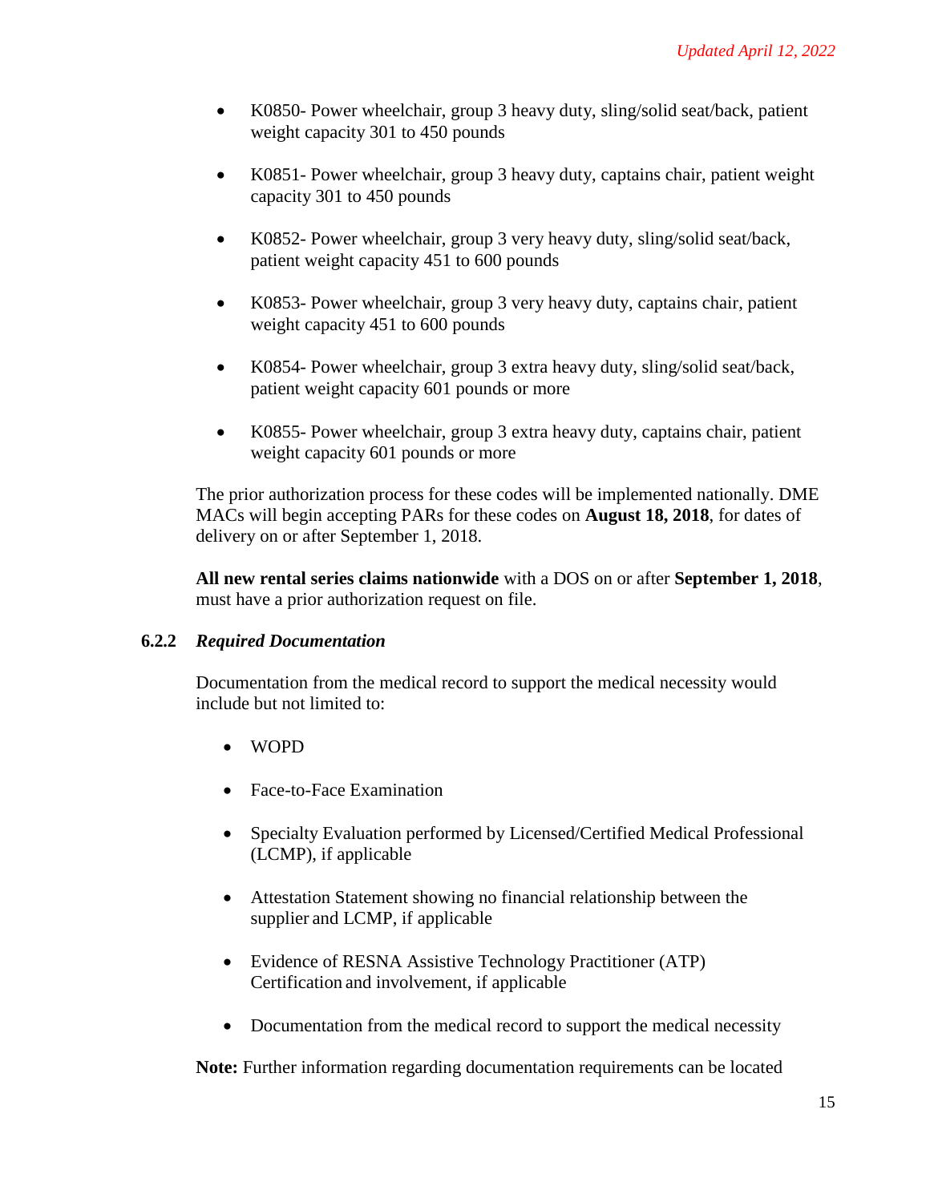- K0850- Power wheelchair, group 3 heavy duty, sling/solid seat/back, patient weight capacity 301 to 450 pounds

- K0851- Power wheelchair, group 3 heavy duty, captains chair, patient weight capacity 301 to 450 pounds

- K0852- Power wheelchair, group 3 very heavy duty, sling/solid seat/back, patient weight capacity 451 to 600 pounds

- K0853- Power wheelchair, group 3 very heavy duty, captains chair, patient weight capacity 451 to 600 pounds

- K0854- Power wheelchair, group 3 extra heavy duty, sling/solid seat/back, patient weight capacity 601 pounds or more

- K0855- Power wheelchair, group 3 extra heavy duty, captains chair, patient weight capacity 601 pounds or more

The prior authorization process for these codes will be implemented nationally. DME MACs will begin accepting PARs for these codes on **August 18, 2018**, for dates of delivery on or after September 1, 2018.

**All new rental series claims nationwide** with a DOS on or after **September 1, 2018**, must have a prior authorization request on file.

#### 6.2.2 *Required Documentation*

Documentation from the medical record to support the medical necessity would include but not limited to:

- WOPD

- Face-to-Face Examination

- Specialty Evaluation performed by Licensed/Certified Medical Professional (LCMP), if applicable

- Attestation Statement showing no financial relationship between the supplier and LCMP, if applicable

- Evidence of RESNA Assistive Technology Practitioner (ATP) Certification and involvement, if applicable

- Documentation from the medical record to support the medical necessity

**Note:** Further information regarding documentation requirements can be located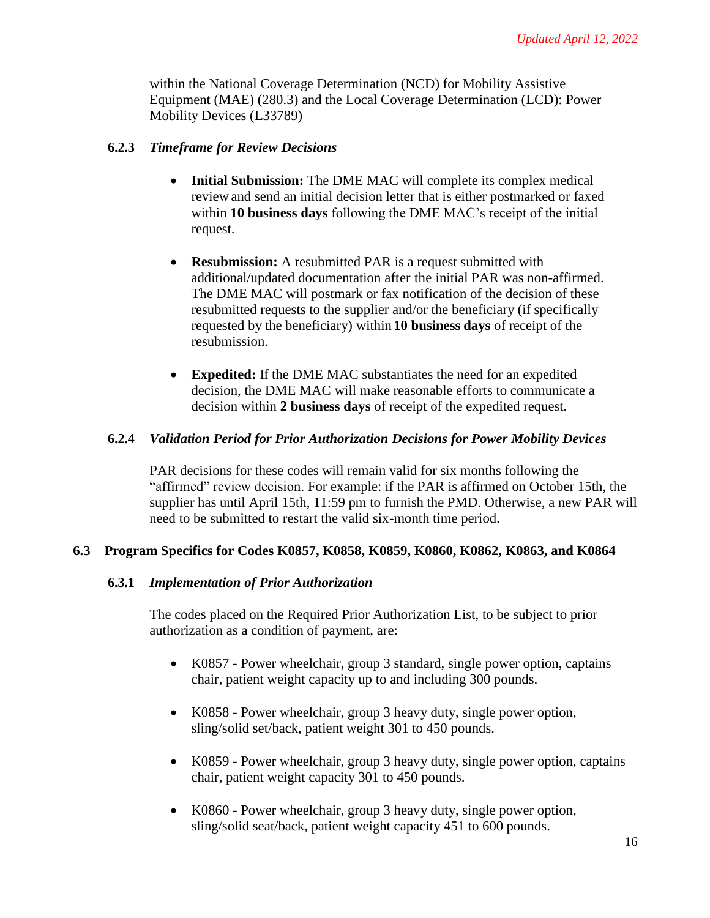within the National Coverage Determination (NCD) for Mobility Assistive Equipment (MAE) (280.3) and the Local Coverage Determination (LCD): Power Mobility Devices (L33789)

### 6.2.3 *Timeframe for Review Decisions*

- **Initial Submission:** The DME MAC will complete its complex medical review and send an initial decision letter that is either postmarked or faxed within **10 business days** following the DME MAC's receipt of the initial request.

- **Resubmission:** A resubmitted PAR is a request submitted with additional/updated documentation after the initial PAR was non-affirmed. The DME MAC will postmark or fax notification of the decision of these resubmitted requests to the supplier and/or the beneficiary (if specifically requested by the beneficiary) within **10 business days** of receipt of the resubmission.

- **Expedited:** If the DME MAC substantiates the need for an expedited decision, the DME MAC will make reasonable efforts to communicate a decision within **2 business days** of receipt of the expedited request.

### 6.2.4 *Validation Period for Prior Authorization Decisions for Power Mobility Devices*

PAR decisions for these codes will remain valid for six months following the "affirmed" review decision. For example: if the PAR is affirmed on October 15th, the supplier has until April 15th, 11:59 pm to furnish the PMD. Otherwise, a new PAR will need to be submitted to restart the valid six-month time period.

## 6.3 Program Specifics for Codes K0857, K0858, K0859, K0860, K0862, K0863, and K0864

### 6.3.1 *Implementation of Prior Authorization*

The codes placed on the Required Prior Authorization List, to be subject to prior authorization as a condition of payment, are:

- K0857 - Power wheelchair, group 3 standard, single power option, captains chair, patient weight capacity up to and including 300 pounds.

- K0858 - Power wheelchair, group 3 heavy duty, single power option, sling/solid set/back, patient weight 301 to 450 pounds.

- K0859 - Power wheelchair, group 3 heavy duty, single power option, captains chair, patient weight capacity 301 to 450 pounds.

- K0860 - Power wheelchair, group 3 heavy duty, single power option, sling/solid seat/back, patient weight capacity 451 to 600 pounds.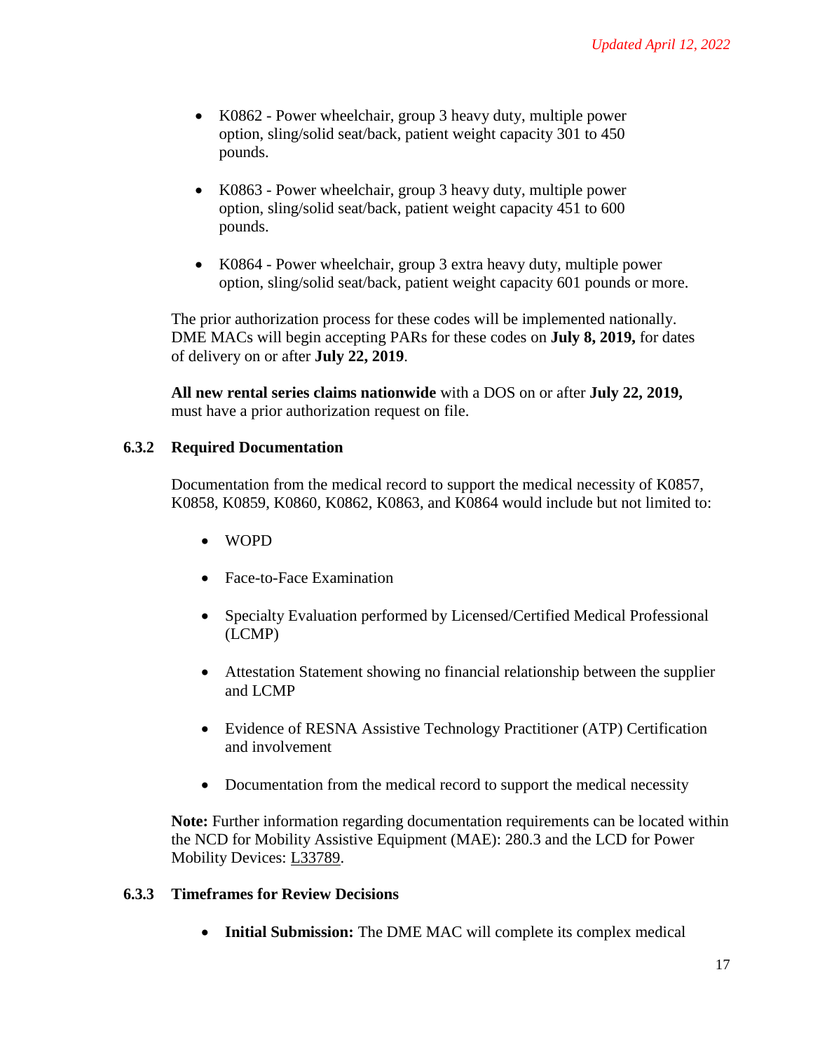- K0862 - Power wheelchair, group 3 heavy duty, multiple power option, sling/solid seat/back, patient weight capacity 301 to 450 pounds.

- K0863 - Power wheelchair, group 3 heavy duty, multiple power option, sling/solid seat/back, patient weight capacity 451 to 600 pounds.

- K0864 - Power wheelchair, group 3 extra heavy duty, multiple power option, sling/solid seat/back, patient weight capacity 601 pounds or more.

The prior authorization process for these codes will be implemented nationally. DME MACs will begin accepting PARs for these codes on **July 8, 2019,** for dates of delivery on or after **July 22, 2019**.

**All new rental series claims nationwide** with a DOS on or after **July 22, 2019,** must have a prior authorization request on file.

### 6.3.2 Required Documentation

Documentation from the medical record to support the medical necessity of K0857, K0858, K0859, K0860, K0862, K0863, and K0864 would include but not limited to:

- WOPD
- Face-to-Face Examination
- Specialty Evaluation performed by Licensed/Certified Medical Professional (LCMP)
- Attestation Statement showing no financial relationship between the supplier and LCMP
- Evidence of RESNA Assistive Technology Practitioner (ATP) Certification and involvement
- Documentation from the medical record to support the medical necessity

**Note:** Further information regarding documentation requirements can be located within the NCD for Mobility Assistive Equipment (MAE): 280.3 and the LCD for Power Mobility Devices: L33789.

### 6.3.3 Timeframes for Review Decisions

- **Initial Submission:** The DME MAC will complete its complex medical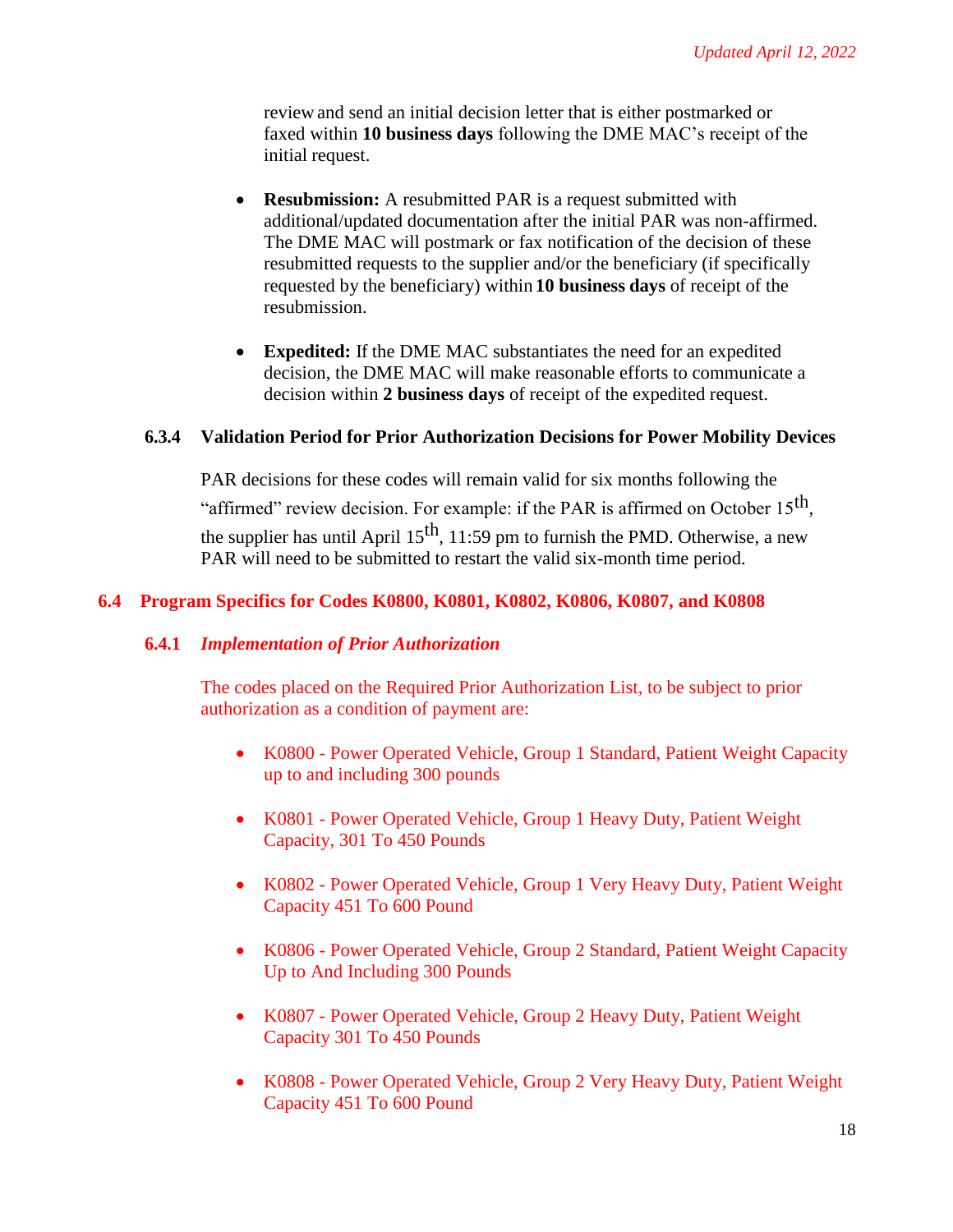review and send an initial decision letter that is either postmarked or faxed within **10 business days** following the DME MAC's receipt of the initial request.

- **Resubmission:** A resubmitted PAR is a request submitted with additional/updated documentation after the initial PAR was non-affirmed. The DME MAC will postmark or fax notification of the decision of these resubmitted requests to the supplier and/or the beneficiary (if specifically requested by the beneficiary) within **10 business days** of receipt of the resubmission.

- **Expedited:** If the DME MAC substantiates the need for an expedited decision, the DME MAC will make reasonable efforts to communicate a decision within **2 business days** of receipt of the expedited request.

### 6.3.4 Validation Period for Prior Authorization Decisions for Power Mobility Devices

PAR decisions for these codes will remain valid for six months following the "affirmed" review decision. For example: if the PAR is affirmed on October 15th, the supplier has until April 15th, 11:59 pm to furnish the PMD. Otherwise, a new PAR will need to be submitted to restart the valid six-month time period.

## 6.4 Program Specifics for Codes K0800, K0801, K0802, K0806, K0807, and K0808

### 6.4.1 *Implementation of Prior Authorization*

The codes placed on the Required Prior Authorization List, to be subject to prior authorization as a condition of payment are:

- K0800 - Power Operated Vehicle, Group 1 Standard, Patient Weight Capacity up to and including 300 pounds

- K0801 - Power Operated Vehicle, Group 1 Heavy Duty, Patient Weight Capacity, 301 To 450 Pounds

- K0802 - Power Operated Vehicle, Group 1 Very Heavy Duty, Patient Weight Capacity 451 To 600 Pound

- K0806 - Power Operated Vehicle, Group 2 Standard, Patient Weight Capacity Up to And Including 300 Pounds

- K0807 - Power Operated Vehicle, Group 2 Heavy Duty, Patient Weight Capacity 301 To 450 Pounds

- K0808 - Power Operated Vehicle, Group 2 Very Heavy Duty, Patient Weight Capacity 451 To 600 Pound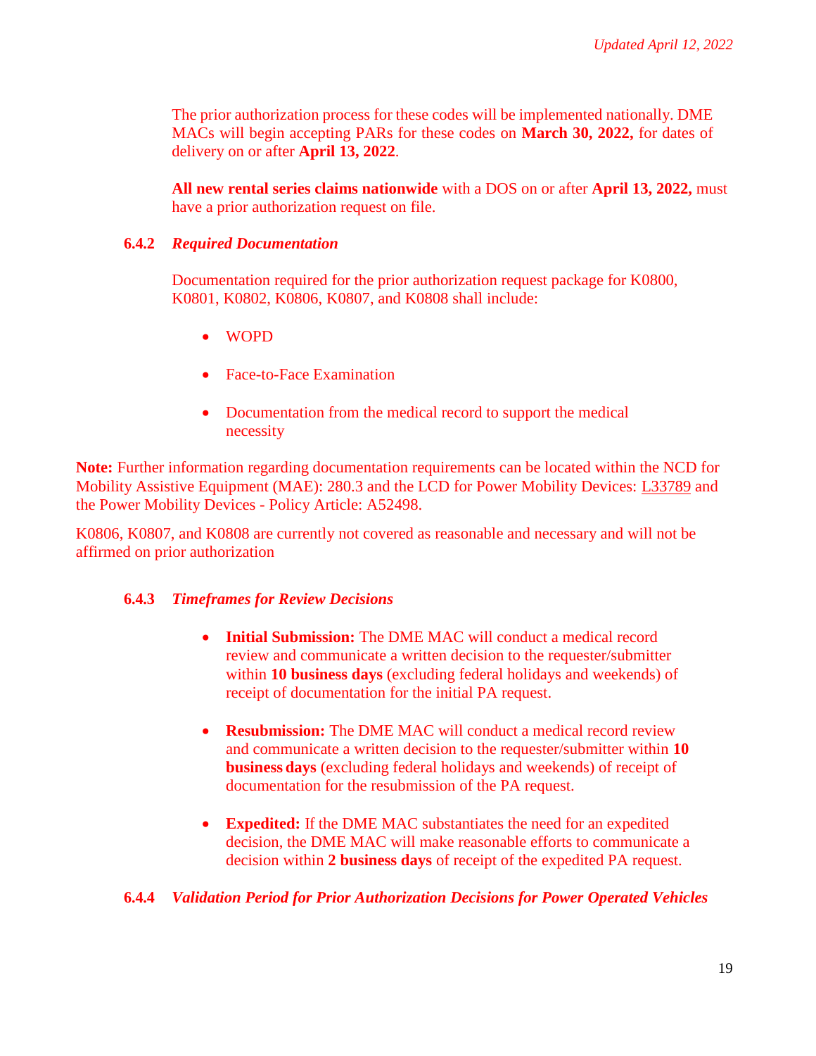The prior authorization process for these codes will be implemented nationally. DME MACs will begin accepting PARs for these codes on **March 30, 2022,** for dates of delivery on or after **April 13, 2022**.

**All new rental series claims nationwide** with a DOS on or after **April 13, 2022,** must have a prior authorization request on file.

### 6.4.2 *Required Documentation*

Documentation required for the prior authorization request package for K0800, K0801, K0802, K0806, K0807, and K0808 shall include:

- WOPD
- Face-to-Face Examination
- Documentation from the medical record to support the medical necessity

**Note:** Further information regarding documentation requirements can be located within the NCD for Mobility Assistive Equipment (MAE): 280.3 and the LCD for Power Mobility Devices: L33789 and the Power Mobility Devices - Policy Article: A52498.

K0806, K0807, and K0808 are currently not covered as reasonable and necessary and will not be affirmed on prior authorization

### 6.4.3 *Timeframes for Review Decisions*

- **Initial Submission:** The DME MAC will conduct a medical record review and communicate a written decision to the requester/submitter within **10 business days** (excluding federal holidays and weekends) of receipt of documentation for the initial PA request.
- **Resubmission:** The DME MAC will conduct a medical record review and communicate a written decision to the requester/submitter within **10 business days** (excluding federal holidays and weekends) of receipt of documentation for the resubmission of the PA request.
- **Expedited:** If the DME MAC substantiates the need for an expedited decision, the DME MAC will make reasonable efforts to communicate a decision within **2 business days** of receipt of the expedited PA request.

### 6.4.4 *Validation Period for Prior Authorization Decisions for Power Operated Vehicles*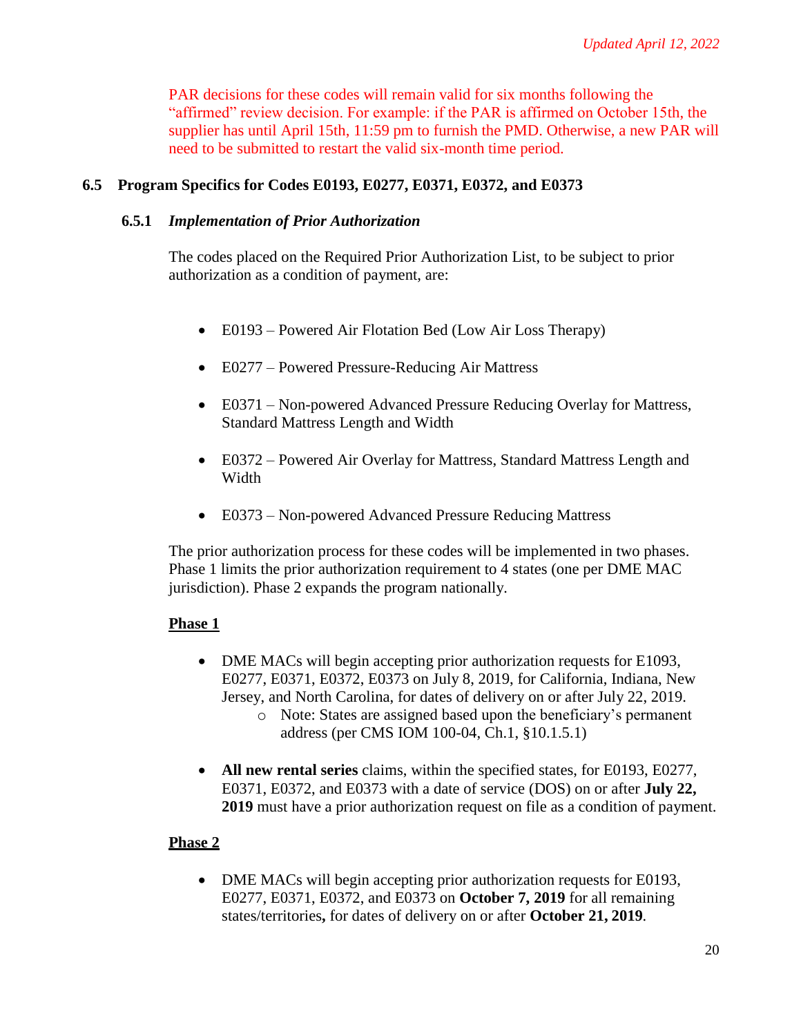PAR decisions for these codes will remain valid for six months following the “affirmed” review decision. For example: if the PAR is affirmed on October 15th, the supplier has until April 15th, 11:59 pm to furnish the PMD. Otherwise, a new PAR will need to be submitted to restart the valid six-month time period.

## 6.5 Program Specifics for Codes E0193, E0277, E0371, E0372, and E0373

### 6.5.1 *Implementation of Prior Authorization*

The codes placed on the Required Prior Authorization List, to be subject to prior authorization as a condition of payment, are:

- E0193 – Powered Air Flotation Bed (Low Air Loss Therapy)
- E0277 – Powered Pressure-Reducing Air Mattress
- E0371 – Non-powered Advanced Pressure Reducing Overlay for Mattress, Standard Mattress Length and Width
- E0372 – Powered Air Overlay for Mattress, Standard Mattress Length and Width
- E0373 – Non-powered Advanced Pressure Reducing Mattress

The prior authorization process for these codes will be implemented in two phases. Phase 1 limits the prior authorization requirement to 4 states (one per DME MAC jurisdiction). Phase 2 expands the program nationally.

**<u>Phase 1</u>**

- DME MACs will begin accepting prior authorization requests for E1093, E0277, E0371, E0372, E0373 on July 8, 2019, for California, Indiana, New Jersey, and North Carolina, for dates of delivery on or after July 22, 2019.
  - Note: States are assigned based upon the beneficiary’s permanent address (per CMS IOM 100-04, Ch.1, §10.1.5.1)
- **All new rental series** claims, within the specified states, for E0193, E0277, E0371, E0372, and E0373 with a date of service (DOS) on or after **July 22, 2019** must have a prior authorization request on file as a condition of payment.

**<u>Phase 2</u>**

- DME MACs will begin accepting prior authorization requests for E0193, E0277, E0371, E0372, and E0373 on **October 7, 2019** for all remaining states/territories**,** for dates of delivery on or after **October 21, 2019**.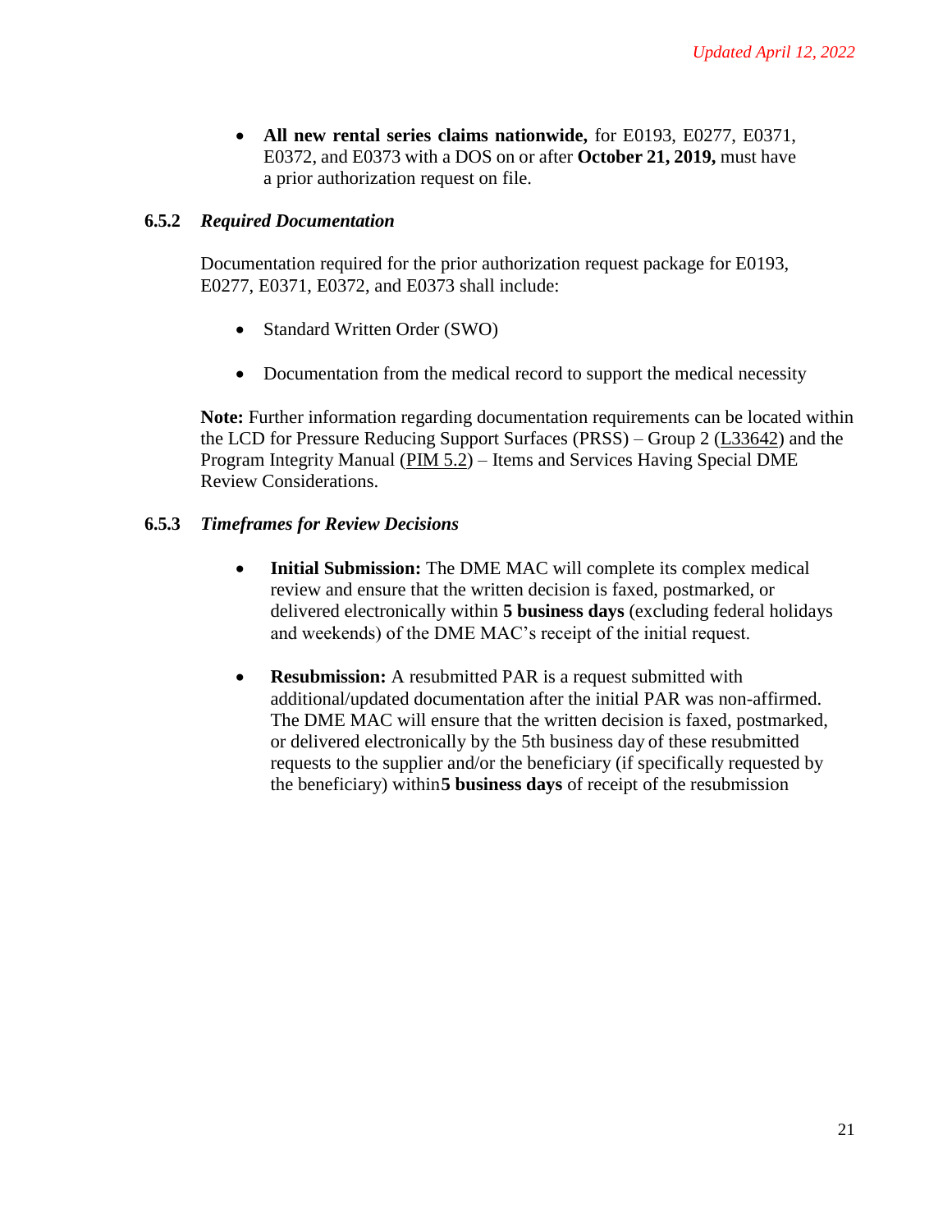- **All new rental series claims nationwide,** for E0193, E0277, E0371, E0372, and E0373 with a DOS on or after **October 21, 2019,** must have a prior authorization request on file.

### 6.5.2 *Required Documentation*

Documentation required for the prior authorization request package for E0193, E0277, E0371, E0372, and E0373 shall include:

- Standard Written Order (SWO)
- Documentation from the medical record to support the medical necessity

**Note:** Further information regarding documentation requirements can be located within the LCD for Pressure Reducing Support Surfaces (PRSS) – Group 2 (L33642) and the Program Integrity Manual (PIM 5.2) – Items and Services Having Special DME Review Considerations.

### 6.5.3 *Timeframes for Review Decisions*

- **Initial Submission:** The DME MAC will complete its complex medical review and ensure that the written decision is faxed, postmarked, or delivered electronically within **5 business days** (excluding federal holidays and weekends) of the DME MAC's receipt of the initial request.
- **Resubmission:** A resubmitted PAR is a request submitted with additional/updated documentation after the initial PAR was non-affirmed. The DME MAC will ensure that the written decision is faxed, postmarked, or delivered electronically by the 5th business day of these resubmitted requests to the supplier and/or the beneficiary (if specifically requested by the beneficiary) within**5 business days** of receipt of the resubmission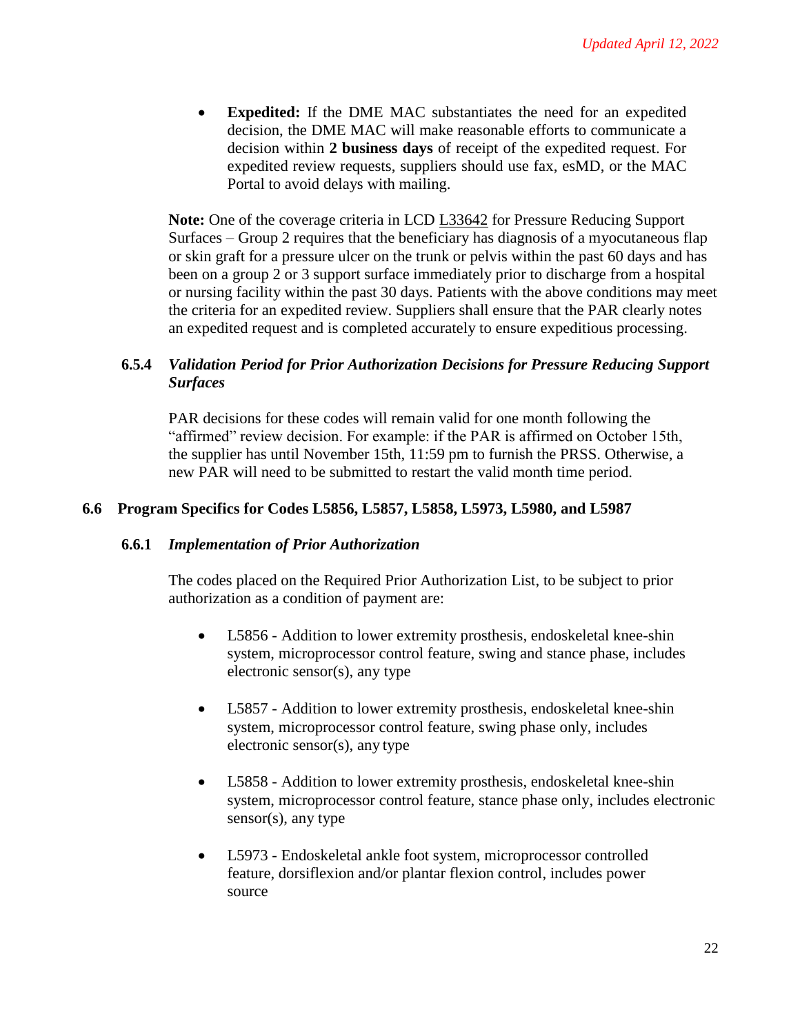- **Expedited:** If the DME MAC substantiates the need for an expedited decision, the DME MAC will make reasonable efforts to communicate a decision within **2 business days** of receipt of the expedited request. For expedited review requests, suppliers should use fax, esMD, or the MAC Portal to avoid delays with mailing.

**Note:** One of the coverage criteria in LCD L33642 for Pressure Reducing Support Surfaces – Group 2 requires that the beneficiary has diagnosis of a myocutaneous flap or skin graft for a pressure ulcer on the trunk or pelvis within the past 60 days and has been on a group 2 or 3 support surface immediately prior to discharge from a hospital or nursing facility within the past 30 days. Patients with the above conditions may meet the criteria for an expedited review. Suppliers shall ensure that the PAR clearly notes an expedited request and is completed accurately to ensure expeditious processing.

#### 6.5.4 *Validation Period for Prior Authorization Decisions for Pressure Reducing Support Surfaces*

PAR decisions for these codes will remain valid for one month following the "affirmed" review decision. For example: if the PAR is affirmed on October 15th, the supplier has until November 15th, 11:59 pm to furnish the PRSS. Otherwise, a new PAR will need to be submitted to restart the valid month time period.

### 6.6 Program Specifics for Codes L5856, L5857, L5858, L5973, L5980, and L5987

#### 6.6.1 *Implementation of Prior Authorization*

The codes placed on the Required Prior Authorization List, to be subject to prior authorization as a condition of payment are:

- L5856 - Addition to lower extremity prosthesis, endoskeletal knee-shin system, microprocessor control feature, swing and stance phase, includes electronic sensor(s), any type

- L5857 - Addition to lower extremity prosthesis, endoskeletal knee-shin system, microprocessor control feature, swing phase only, includes electronic sensor(s), any type

- L5858 - Addition to lower extremity prosthesis, endoskeletal knee-shin system, microprocessor control feature, stance phase only, includes electronic sensor(s), any type

- L5973 - Endoskeletal ankle foot system, microprocessor controlled feature, dorsiflexion and/or plantar flexion control, includes power source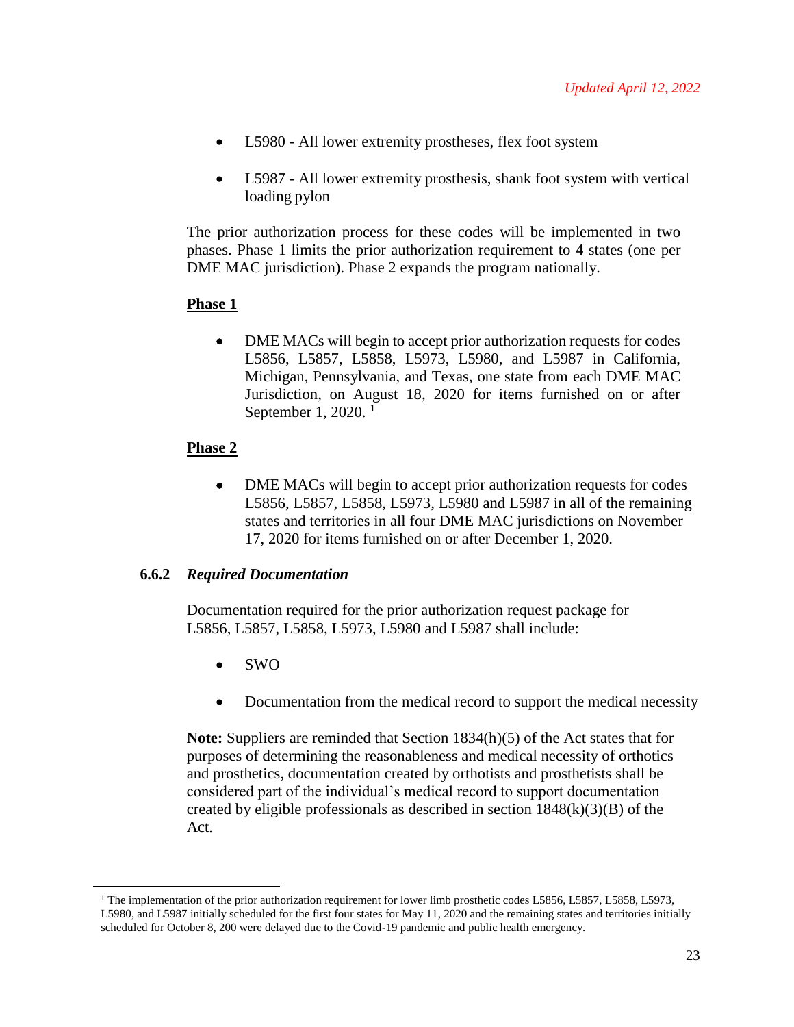- L5980 - All lower extremity prostheses, flex foot system
- L5987 - All lower extremity prosthesis, shank foot system with vertical loading pylon

The prior authorization process for these codes will be implemented in two phases. Phase 1 limits the prior authorization requirement to 4 states (one per DME MAC jurisdiction). Phase 2 expands the program nationally.

**Phase 1**

- DME MACs will begin to accept prior authorization requests for codes L5856, L5857, L5858, L5973, L5980, and L5987 in California, Michigan, Pennsylvania, and Texas, one state from each DME MAC Jurisdiction, on August 18, 2020 for items furnished on or after September 1, 2020. [1]

**Phase 2**

- DME MACs will begin to accept prior authorization requests for codes L5856, L5857, L5858, L5973, L5980 and L5987 in all of the remaining states and territories in all four DME MAC jurisdictions on November 17, 2020 for items furnished on or after December 1, 2020.

### 6.6.2 *Required Documentation*

Documentation required for the prior authorization request package for L5856, L5857, L5858, L5973, L5980 and L5987 shall include:

- SWO
- Documentation from the medical record to support the medical necessity

**Note:** Suppliers are reminded that Section 1834(h)(5) of the Act states that for purposes of determining the reasonableness and medical necessity of orthotics and prosthetics, documentation created by orthotists and prosthetists shall be considered part of the individual's medical record to support documentation created by eligible professionals as described in section 1848(k)(3)(B) of the Act.

---

[1] The implementation of the prior authorization requirement for lower limb prosthetic codes L5856, L5857, L5858, L5973, L5980, and L5987 initially scheduled for the first four states for May 11, 2020 and the remaining states and territories initially scheduled for October 8, 200 were delayed due to the Covid-19 pandemic and public health emergency.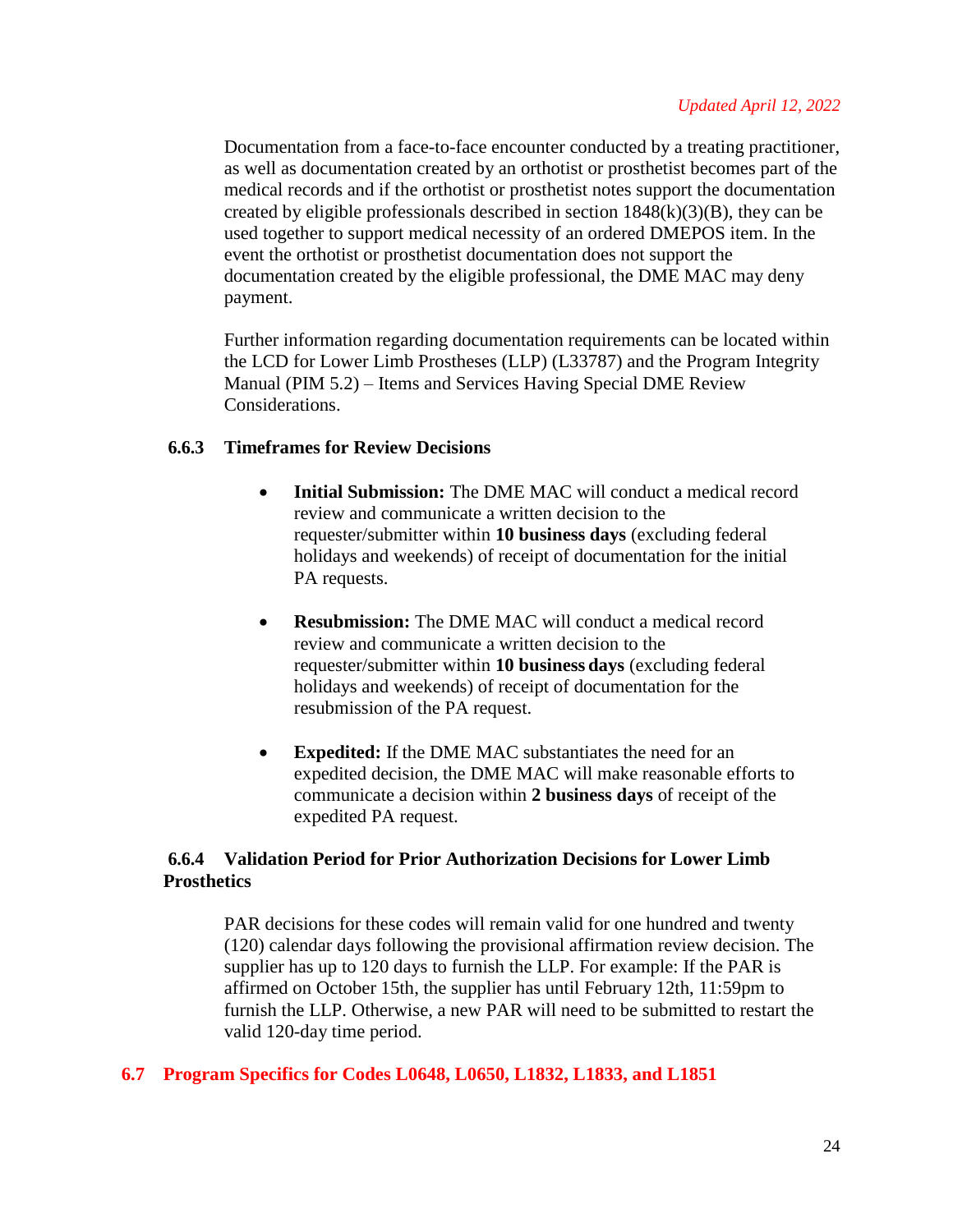*Updated April 12, 2022*

Documentation from a face-to-face encounter conducted by a treating practitioner, as well as documentation created by an orthotist or prosthetist becomes part of the medical records and if the orthotist or prosthetist notes support the documentation created by eligible professionals described in section 1848(k)(3)(B), they can be used together to support medical necessity of an ordered DMEPOS item. In the event the orthotist or prosthetist documentation does not support the documentation created by the eligible professional, the DME MAC may deny payment.

Further information regarding documentation requirements can be located within the LCD for Lower Limb Prostheses (LLP) (L33787) and the Program Integrity Manual (PIM 5.2) – Items and Services Having Special DME Review Considerations.

### 6.6.3 Timeframes for Review Decisions

- **Initial Submission:** The DME MAC will conduct a medical record review and communicate a written decision to the requester/submitter within **10 business days** (excluding federal holidays and weekends) of receipt of documentation for the initial PA requests.

- **Resubmission:** The DME MAC will conduct a medical record review and communicate a written decision to the requester/submitter within **10 business days** (excluding federal holidays and weekends) of receipt of documentation for the resubmission of the PA request.

- **Expedited:** If the DME MAC substantiates the need for an expedited decision, the DME MAC will make reasonable efforts to communicate a decision within **2 business days** of receipt of the expedited PA request.

### 6.6.4 Validation Period for Prior Authorization Decisions for Lower Limb Prosthetics

PAR decisions for these codes will remain valid for one hundred and twenty (120) calendar days following the provisional affirmation review decision. The supplier has up to 120 days to furnish the LLP. For example: If the PAR is affirmed on October 15th, the supplier has until February 12th, 11:59pm to furnish the LLP. Otherwise, a new PAR will need to be submitted to restart the valid 120-day time period.

## 6.7 Program Specifics for Codes L0648, L0650, L1832, L1833, and L1851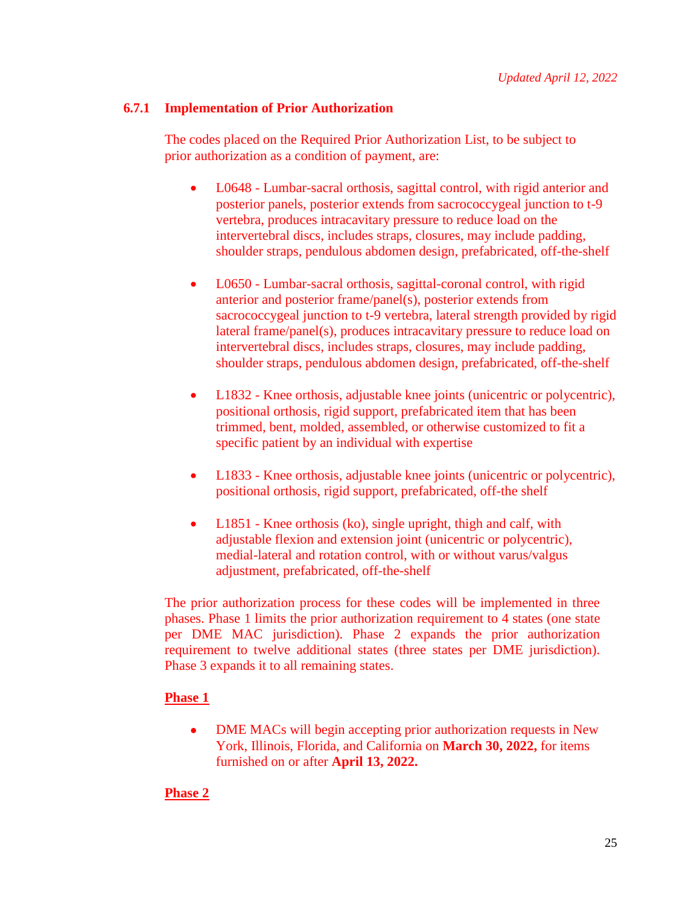*Updated April 12, 2022*

### 6.7.1 Implementation of Prior Authorization

The codes placed on the Required Prior Authorization List, to be subject to prior authorization as a condition of payment, are:

- L0648 - Lumbar-sacral orthosis, sagittal control, with rigid anterior and posterior panels, posterior extends from sacrococcygeal junction to t-9 vertebra, produces intracavitary pressure to reduce load on the intervertebral discs, includes straps, closures, may include padding, shoulder straps, pendulous abdomen design, prefabricated, off-the-shelf

- L0650 - Lumbar-sacral orthosis, sagittal-coronal control, with rigid anterior and posterior frame/panel(s), posterior extends from sacrococcygeal junction to t-9 vertebra, lateral strength provided by rigid lateral frame/panel(s), produces intracavitary pressure to reduce load on intervertebral discs, includes straps, closures, may include padding, shoulder straps, pendulous abdomen design, prefabricated, off-the-shelf

- L1832 - Knee orthosis, adjustable knee joints (unicentric or polycentric), positional orthosis, rigid support, prefabricated item that has been trimmed, bent, molded, assembled, or otherwise customized to fit a specific patient by an individual with expertise

- L1833 - Knee orthosis, adjustable knee joints (unicentric or polycentric), positional orthosis, rigid support, prefabricated, off-the shelf

- L1851 - Knee orthosis (ko), single upright, thigh and calf, with adjustable flexion and extension joint (unicentric or polycentric), medial-lateral and rotation control, with or without varus/valgus adjustment, prefabricated, off-the-shelf

The prior authorization process for these codes will be implemented in three phases. Phase 1 limits the prior authorization requirement to 4 states (one state per DME MAC jurisdiction). Phase 2 expands the prior authorization requirement to twelve additional states (three states per DME jurisdiction). Phase 3 expands it to all remaining states.

**Phase 1**

- DME MACs will begin accepting prior authorization requests in New York, Illinois, Florida, and California on **March 30, 2022,** for items furnished on or after **April 13, 2022.**

**Phase 2**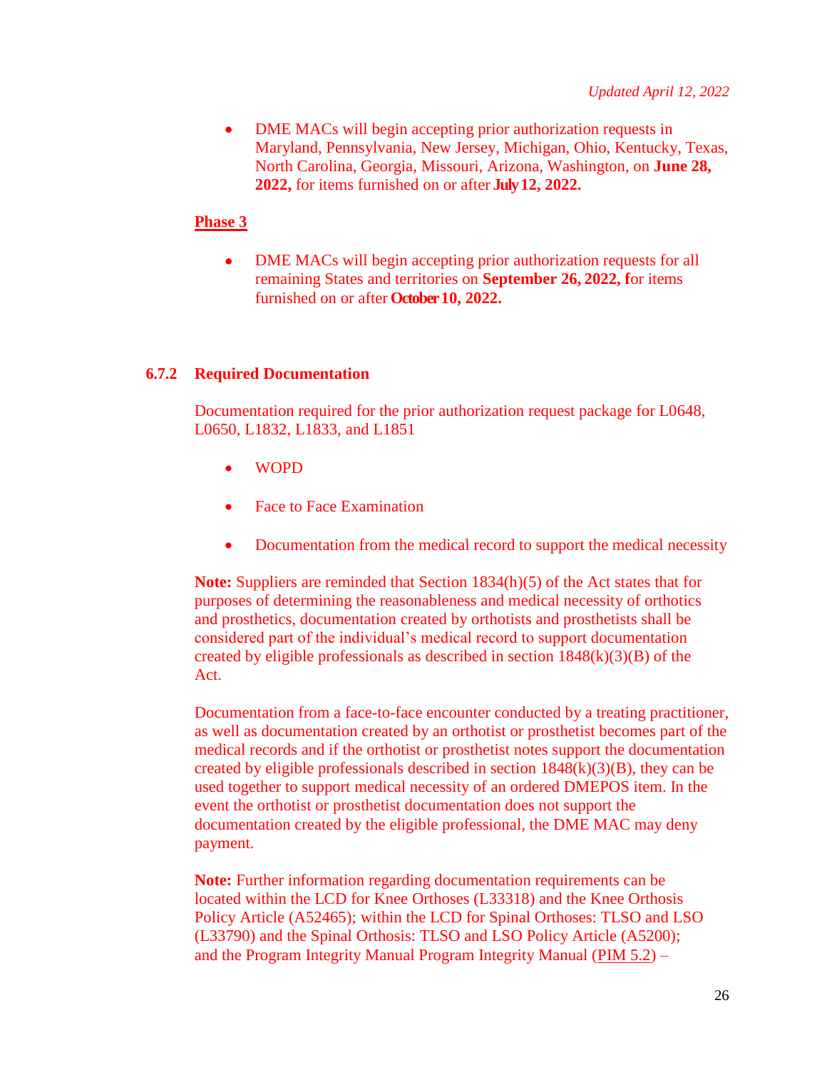*Updated April 12, 2022*

- DME MACs will begin accepting prior authorization requests in Maryland, Pennsylvania, New Jersey, Michigan, Ohio, Kentucky, Texas, North Carolina, Georgia, Missouri, Arizona, Washington, on **June 28, 2022,** for items furnished on or after **July 12, 2022.**

**Phase 3**

- DME MACs will begin accepting prior authorization requests for all remaining States and territories on **September 26, 2022, f**or items furnished on or after **October 10, 2022.**

### 6.7.2 Required Documentation

Documentation required for the prior authorization request package for L0648, L0650, L1832, L1833, and L1851

- WOPD
- Face to Face Examination
- Documentation from the medical record to support the medical necessity

**Note:** Suppliers are reminded that Section 1834(h)(5) of the Act states that for purposes of determining the reasonableness and medical necessity of orthotics and prosthetics, documentation created by orthotists and prosthetists shall be considered part of the individual's medical record to support documentation created by eligible professionals as described in section 1848(k)(3)(B) of the Act.

Documentation from a face-to-face encounter conducted by a treating practitioner, as well as documentation created by an orthotist or prosthetist becomes part of the medical records and if the orthotist or prosthetist notes support the documentation created by eligible professionals described in section 1848(k)(3)(B), they can be used together to support medical necessity of an ordered DMEPOS item. In the event the orthotist or prosthetist documentation does not support the documentation created by the eligible professional, the DME MAC may deny payment.

**Note:** Further information regarding documentation requirements can be located within the LCD for Knee Orthoses (L33318) and the Knee Orthosis Policy Article (A52465); within the LCD for Spinal Orthoses: TLSO and LSO (L33790) and the Spinal Orthosis: TLSO and LSO Policy Article (A5200); and the Program Integrity Manual Program Integrity Manual (PIM 5.2) –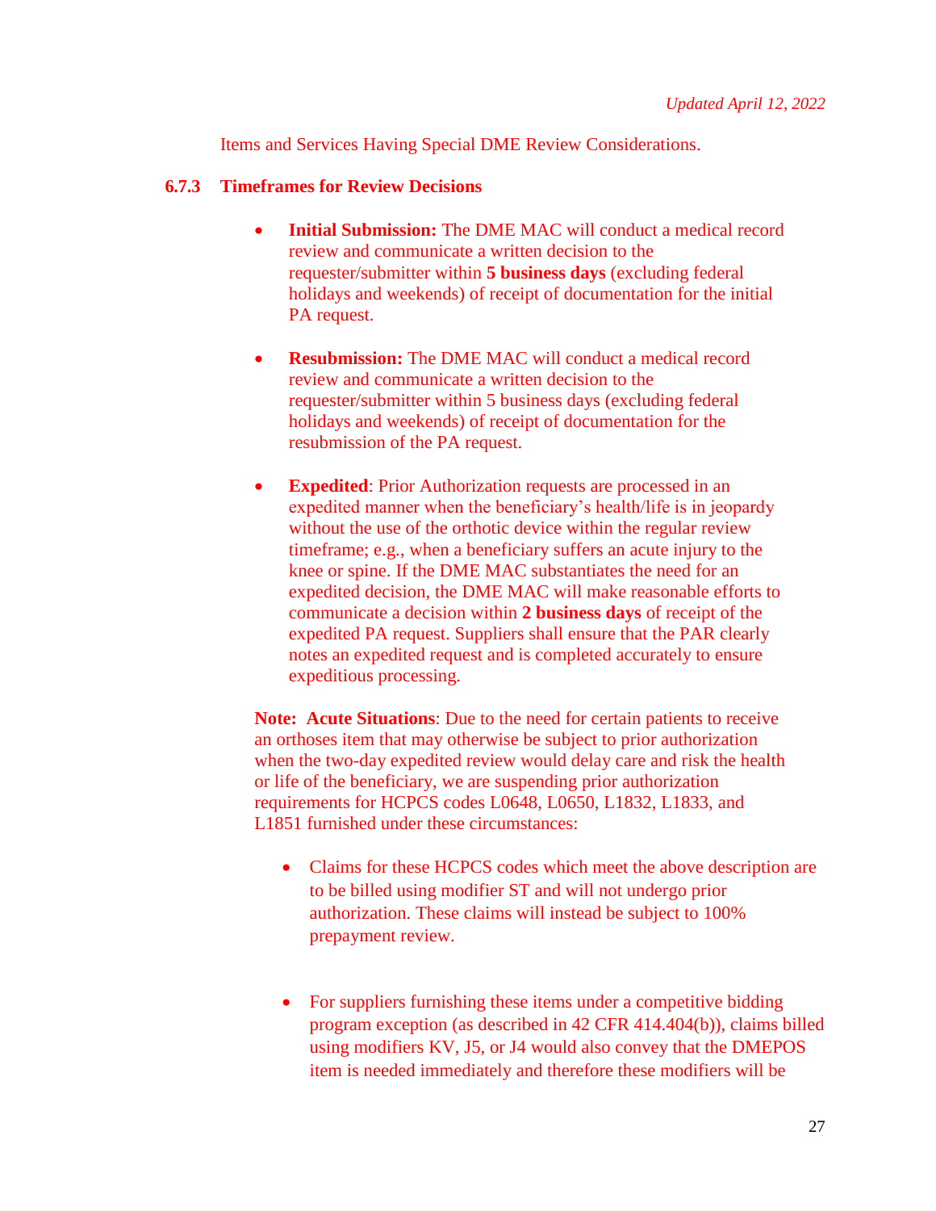*Updated April 12, 2022*

Items and Services Having Special DME Review Considerations.

### 6.7.3 Timeframes for Review Decisions

- **Initial Submission:** The DME MAC will conduct a medical record review and communicate a written decision to the requester/submitter within **5 business days** (excluding federal holidays and weekends) of receipt of documentation for the initial PA request.

- **Resubmission:** The DME MAC will conduct a medical record review and communicate a written decision to the requester/submitter within 5 business days (excluding federal holidays and weekends) of receipt of documentation for the resubmission of the PA request.

- **Expedited**: Prior Authorization requests are processed in an expedited manner when the beneficiary's health/life is in jeopardy without the use of the orthotic device within the regular review timeframe; e.g., when a beneficiary suffers an acute injury to the knee or spine. If the DME MAC substantiates the need for an expedited decision, the DME MAC will make reasonable efforts to communicate a decision within **2 business days** of receipt of the expedited PA request. Suppliers shall ensure that the PAR clearly notes an expedited request and is completed accurately to ensure expeditious processing.

**Note: Acute Situations**: Due to the need for certain patients to receive an orthoses item that may otherwise be subject to prior authorization when the two-day expedited review would delay care and risk the health or life of the beneficiary, we are suspending prior authorization requirements for HCPCS codes L0648, L0650, L1832, L1833, and L1851 furnished under these circumstances:

- Claims for these HCPCS codes which meet the above description are to be billed using modifier ST and will not undergo prior authorization. These claims will instead be subject to 100% prepayment review.

- For suppliers furnishing these items under a competitive bidding program exception (as described in 42 CFR 414.404(b)), claims billed using modifiers KV, J5, or J4 would also convey that the DMEPOS item is needed immediately and therefore these modifiers will be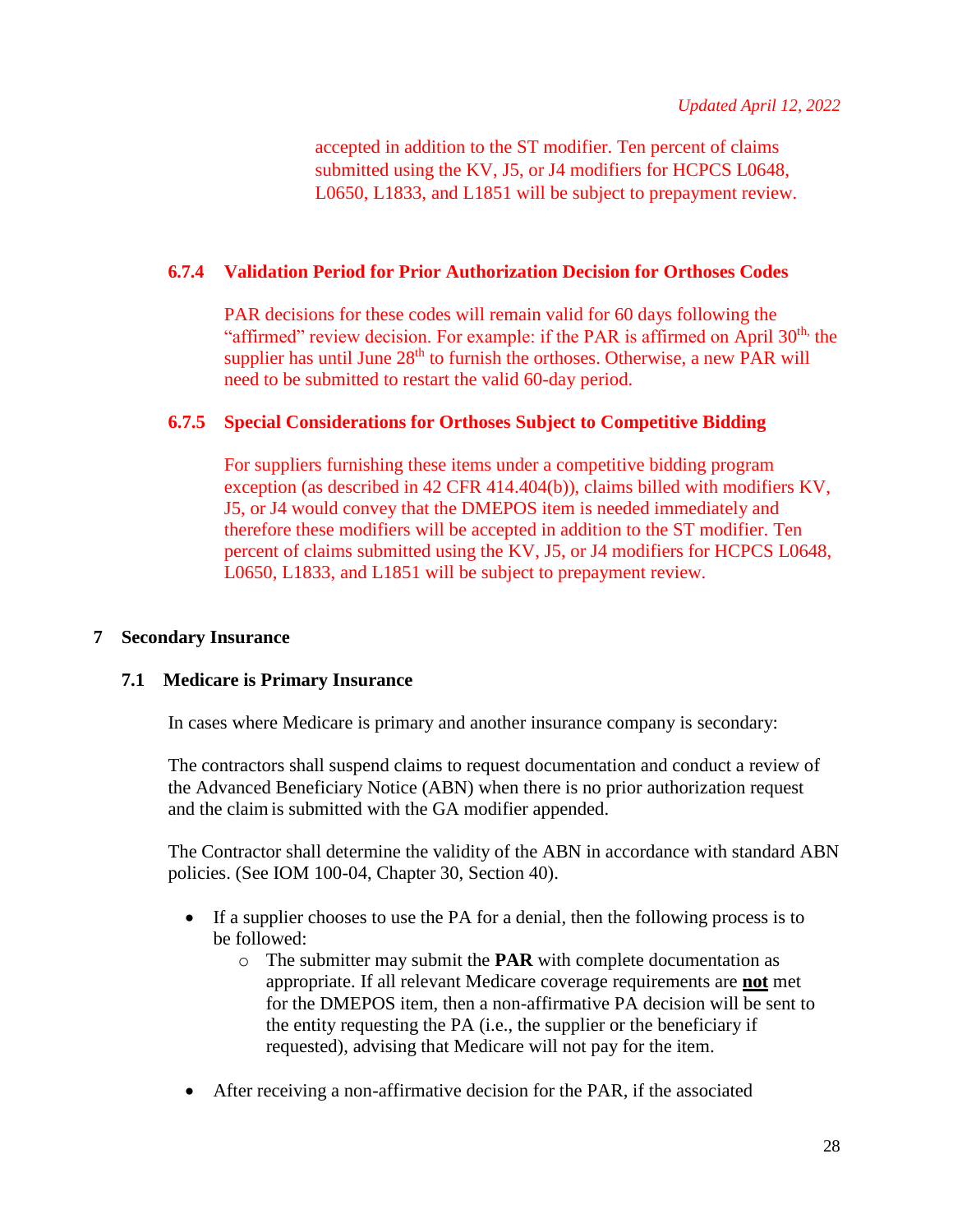accepted in addition to the ST modifier. Ten percent of claims submitted using the KV, J5, or J4 modifiers for HCPCS L0648, L0650, L1833, and L1851 will be subject to prepayment review.

#### 6.7.4 Validation Period for Prior Authorization Decision for Orthoses Codes

PAR decisions for these codes will remain valid for 60 days following the "affirmed" review decision. For example: if the PAR is affirmed on April 30th, the supplier has until June 28th to furnish the orthoses. Otherwise, a new PAR will need to be submitted to restart the valid 60-day period.

#### 6.7.5 Special Considerations for Orthoses Subject to Competitive Bidding

For suppliers furnishing these items under a competitive bidding program exception (as described in 42 CFR 414.404(b)), claims billed with modifiers KV, J5, or J4 would convey that the DMEPOS item is needed immediately and therefore these modifiers will be accepted in addition to the ST modifier. Ten percent of claims submitted using the KV, J5, or J4 modifiers for HCPCS L0648, L0650, L1833, and L1851 will be subject to prepayment review.

## 7 Secondary Insurance

### 7.1 Medicare is Primary Insurance

In cases where Medicare is primary and another insurance company is secondary:

The contractors shall suspend claims to request documentation and conduct a review of the Advanced Beneficiary Notice (ABN) when there is no prior authorization request and the claim is submitted with the GA modifier appended.

The Contractor shall determine the validity of the ABN in accordance with standard ABN policies. (See IOM 100-04, Chapter 30, Section 40).

- If a supplier chooses to use the PA for a denial, then the following process is to be followed:
  - The submitter may submit the **PAR** with complete documentation as appropriate. If all relevant Medicare coverage requirements are **not** met for the DMEPOS item, then a non-affirmative PA decision will be sent to the entity requesting the PA (i.e., the supplier or the beneficiary if requested), advising that Medicare will not pay for the item.

- After receiving a non-affirmative decision for the PAR, if the associated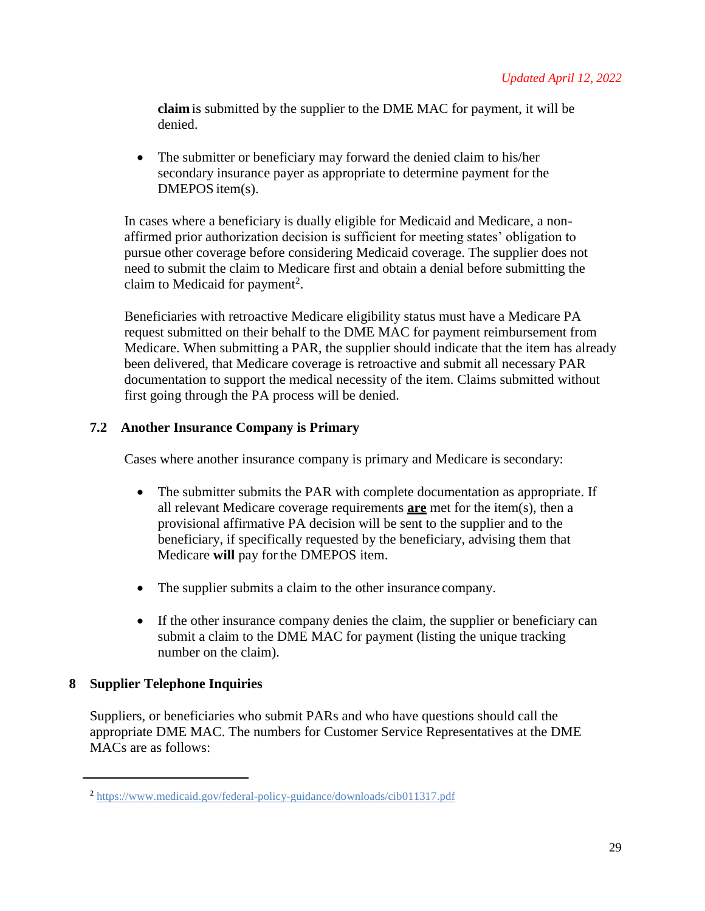**claim** is submitted by the supplier to the DME MAC for payment, it will be denied.

- The submitter or beneficiary may forward the denied claim to his/her secondary insurance payer as appropriate to determine payment for the DMEPOS item(s).

In cases where a beneficiary is dually eligible for Medicaid and Medicare, a non-affirmed prior authorization decision is sufficient for meeting states' obligation to pursue other coverage before considering Medicaid coverage. The supplier does not need to submit the claim to Medicare first and obtain a denial before submitting the claim to Medicaid for payment[2].

Beneficiaries with retroactive Medicare eligibility status must have a Medicare PA request submitted on their behalf to the DME MAC for payment reimbursement from Medicare. When submitting a PAR, the supplier should indicate that the item has already been delivered, that Medicare coverage is retroactive and submit all necessary PAR documentation to support the medical necessity of the item. Claims submitted without first going through the PA process will be denied.

### 7.2 Another Insurance Company is Primary

Cases where another insurance company is primary and Medicare is secondary:

- The submitter submits the PAR with complete documentation as appropriate. If all relevant Medicare coverage requirements **are** met for the item(s), then a provisional affirmative PA decision will be sent to the supplier and to the beneficiary, if specifically requested by the beneficiary, advising them that Medicare **will** pay for the DMEPOS item.

- The supplier submits a claim to the other insurance company.

- If the other insurance company denies the claim, the supplier or beneficiary can submit a claim to the DME MAC for payment (listing the unique tracking number on the claim).

## 8 Supplier Telephone Inquiries

Suppliers, or beneficiaries who submit PARs and who have questions should call the appropriate DME MAC. The numbers for Customer Service Representatives at the DME MACs are as follows:

---

[2] https://www.medicaid.gov/federal-policy-guidance/downloads/cib011317.pdf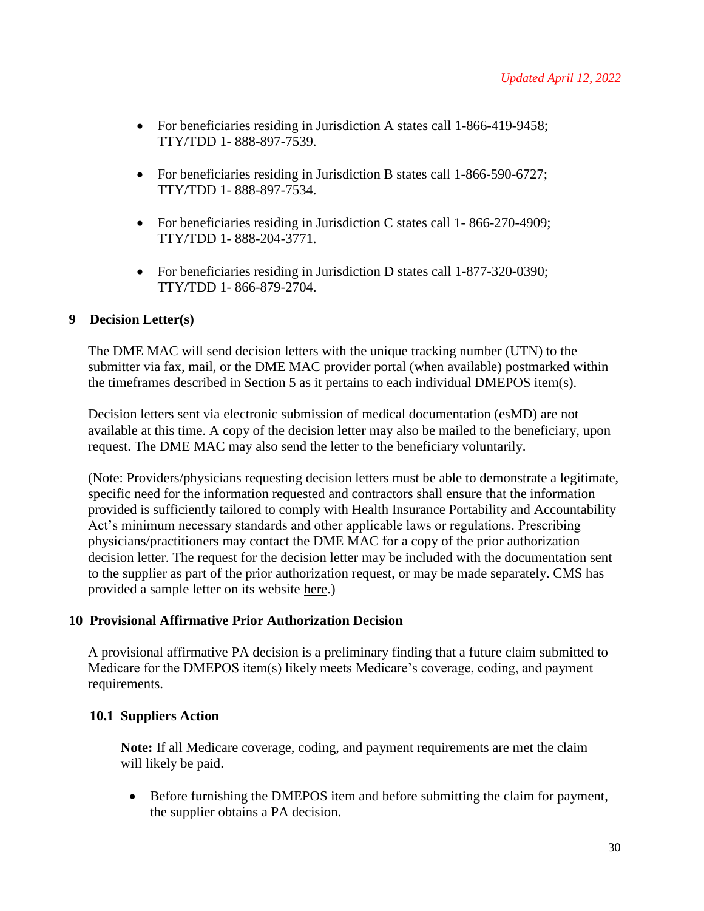- For beneficiaries residing in Jurisdiction A states call 1-866-419-9458; TTY/TDD 1- 888-897-7539.
- For beneficiaries residing in Jurisdiction B states call 1-866-590-6727; TTY/TDD 1- 888-897-7534.
- For beneficiaries residing in Jurisdiction C states call 1- 866-270-4909; TTY/TDD 1- 888-204-3771.
- For beneficiaries residing in Jurisdiction D states call 1-877-320-0390; TTY/TDD 1- 866-879-2704.

## 9 Decision Letter(s)

The DME MAC will send decision letters with the unique tracking number (UTN) to the submitter via fax, mail, or the DME MAC provider portal (when available) postmarked within the timeframes described in Section 5 as it pertains to each individual DMEPOS item(s).

Decision letters sent via electronic submission of medical documentation (esMD) are not available at this time. A copy of the decision letter may also be mailed to the beneficiary, upon request. The DME MAC may also send the letter to the beneficiary voluntarily.

(Note: Providers/physicians requesting decision letters must be able to demonstrate a legitimate, specific need for the information requested and contractors shall ensure that the information provided is sufficiently tailored to comply with Health Insurance Portability and Accountability Act's minimum necessary standards and other applicable laws or regulations. Prescribing physicians/practitioners may contact the DME MAC for a copy of the prior authorization decision letter. The request for the decision letter may be included with the documentation sent to the supplier as part of the prior authorization request, or may be made separately. CMS has provided a sample letter on its website here.)

## 10 Provisional Affirmative Prior Authorization Decision

A provisional affirmative PA decision is a preliminary finding that a future claim submitted to Medicare for the DMEPOS item(s) likely meets Medicare's coverage, coding, and payment requirements.

### 10.1 Suppliers Action

**Note:** If all Medicare coverage, coding, and payment requirements are met the claim will likely be paid.

- Before furnishing the DMEPOS item and before submitting the claim for payment, the supplier obtains a PA decision.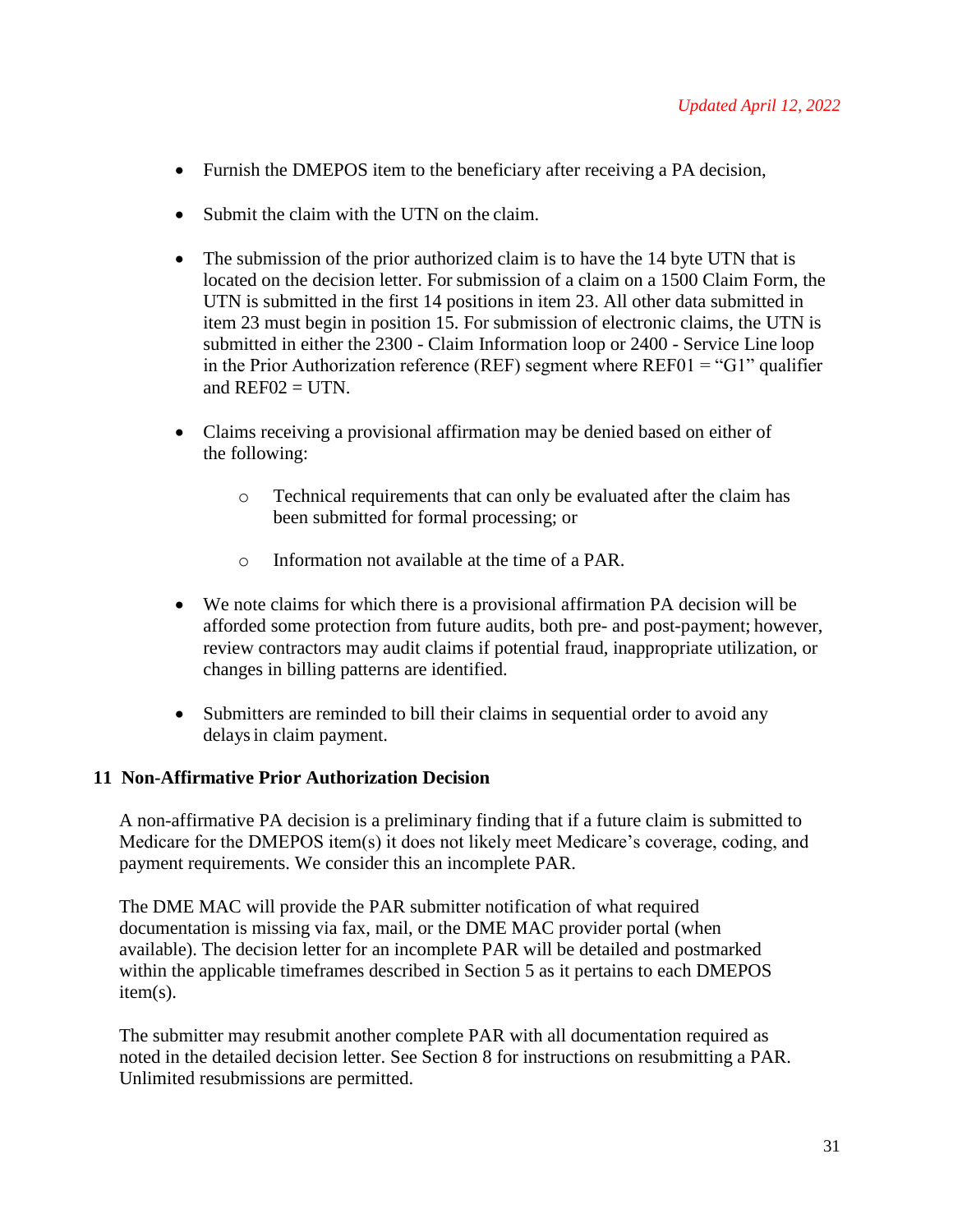*Updated April 12, 2022*

- Furnish the DMEPOS item to the beneficiary after receiving a PA decision,
- Submit the claim with the UTN on the claim.
- The submission of the prior authorized claim is to have the 14 byte UTN that is located on the decision letter. For submission of a claim on a 1500 Claim Form, the UTN is submitted in the first 14 positions in item 23. All other data submitted in item 23 must begin in position 15. For submission of electronic claims, the UTN is submitted in either the 2300 - Claim Information loop or 2400 - Service Line loop in the Prior Authorization reference (REF) segment where REF01 = “G1” qualifier and REF02 = UTN.
- Claims receiving a provisional affirmation may be denied based on either of the following:
  - Technical requirements that can only be evaluated after the claim has been submitted for formal processing; or
  - Information not available at the time of a PAR.
- We note claims for which there is a provisional affirmation PA decision will be afforded some protection from future audits, both pre- and post-payment; however, review contractors may audit claims if potential fraud, inappropriate utilization, or changes in billing patterns are identified.
- Submitters are reminded to bill their claims in sequential order to avoid any delays in claim payment.

## 11 Non-Affirmative Prior Authorization Decision

A non-affirmative PA decision is a preliminary finding that if a future claim is submitted to Medicare for the DMEPOS item(s) it does not likely meet Medicare’s coverage, coding, and payment requirements. We consider this an incomplete PAR.

The DME MAC will provide the PAR submitter notification of what required documentation is missing via fax, mail, or the DME MAC provider portal (when available). The decision letter for an incomplete PAR will be detailed and postmarked within the applicable timeframes described in Section 5 as it pertains to each DMEPOS item(s).

The submitter may resubmit another complete PAR with all documentation required as noted in the detailed decision letter. See Section 8 for instructions on resubmitting a PAR. Unlimited resubmissions are permitted.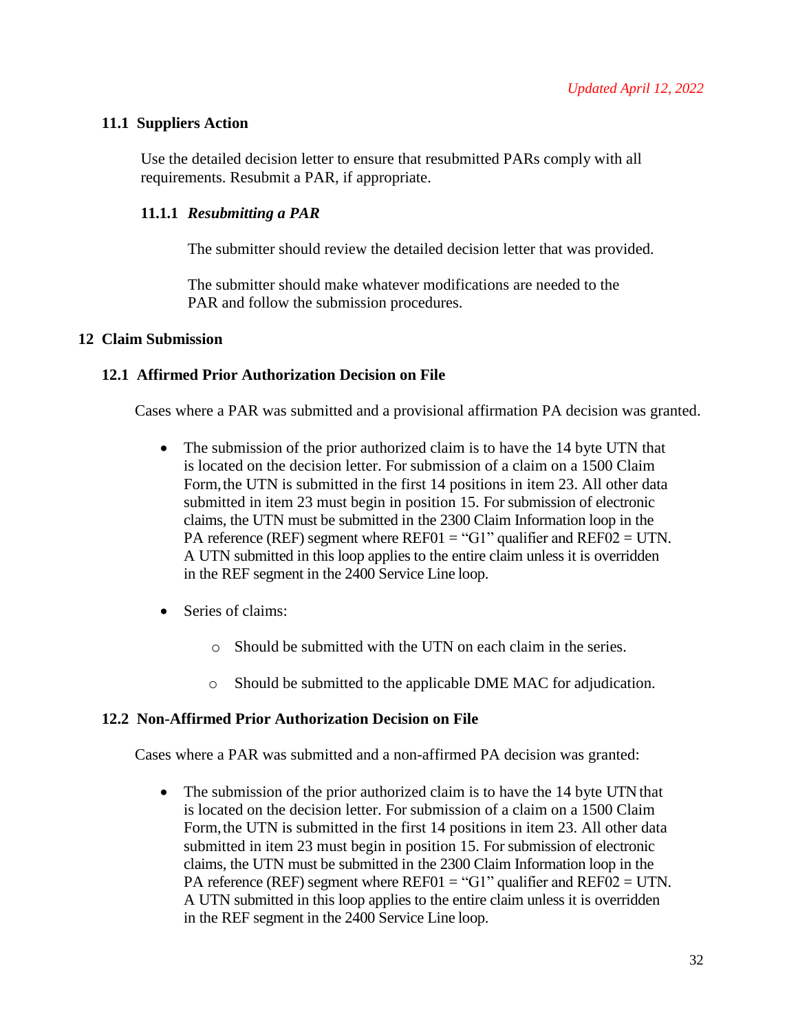*Updated April 12, 2022*

### 11.1 Suppliers Action

Use the detailed decision letter to ensure that resubmitted PARs comply with all requirements. Resubmit a PAR, if appropriate.

#### 11.1.1 *Resubmitting a PAR*

The submitter should review the detailed decision letter that was provided.

The submitter should make whatever modifications are needed to the PAR and follow the submission procedures.

## 12 Claim Submission

### 12.1 Affirmed Prior Authorization Decision on File

Cases where a PAR was submitted and a provisional affirmation PA decision was granted.

- The submission of the prior authorized claim is to have the 14 byte UTN that is located on the decision letter. For submission of a claim on a 1500 Claim Form, the UTN is submitted in the first 14 positions in item 23. All other data submitted in item 23 must begin in position 15. For submission of electronic claims, the UTN must be submitted in the 2300 Claim Information loop in the PA reference (REF) segment where REF01 = “G1” qualifier and REF02 = UTN. A UTN submitted in this loop applies to the entire claim unless it is overridden in the REF segment in the 2400 Service Line loop.

- Series of claims:
  - Should be submitted with the UTN on each claim in the series.
  - Should be submitted to the applicable DME MAC for adjudication.

### 12.2 Non-Affirmed Prior Authorization Decision on File

Cases where a PAR was submitted and a non-affirmed PA decision was granted:

- The submission of the prior authorized claim is to have the 14 byte UTN that is located on the decision letter. For submission of a claim on a 1500 Claim Form, the UTN is submitted in the first 14 positions in item 23. All other data submitted in item 23 must begin in position 15. For submission of electronic claims, the UTN must be submitted in the 2300 Claim Information loop in the PA reference (REF) segment where REF01 = “G1” qualifier and REF02 = UTN. A UTN submitted in this loop applies to the entire claim unless it is overridden in the REF segment in the 2400 Service Line loop.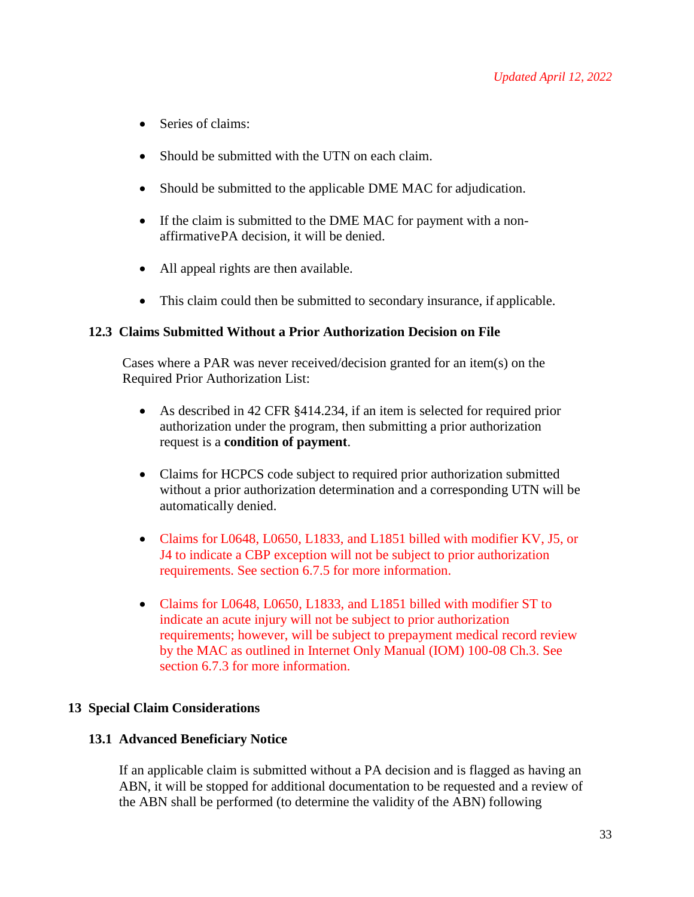- Series of claims:
- Should be submitted with the UTN on each claim.
- Should be submitted to the applicable DME MAC for adjudication.
- If the claim is submitted to the DME MAC for payment with a non-affirmativePA decision, it will be denied.
- All appeal rights are then available.
- This claim could then be submitted to secondary insurance, if applicable.

### 12.3 Claims Submitted Without a Prior Authorization Decision on File

Cases where a PAR was never received/decision granted for an item(s) on the Required Prior Authorization List:

- As described in 42 CFR §414.234, if an item is selected for required prior authorization under the program, then submitting a prior authorization request is a **condition of payment**.
- Claims for HCPCS code subject to required prior authorization submitted without a prior authorization determination and a corresponding UTN will be automatically denied.
- Claims for L0648, L0650, L1833, and L1851 billed with modifier KV, J5, or J4 to indicate a CBP exception will not be subject to prior authorization requirements. See section 6.7.5 for more information.
- Claims for L0648, L0650, L1833, and L1851 billed with modifier ST to indicate an acute injury will not be subject to prior authorization requirements; however, will be subject to prepayment medical record review by the MAC as outlined in Internet Only Manual (IOM) 100-08 Ch.3. See section 6.7.3 for more information.

## 13 Special Claim Considerations

### 13.1 Advanced Beneficiary Notice

If an applicable claim is submitted without a PA decision and is flagged as having an ABN, it will be stopped for additional documentation to be requested and a review of the ABN shall be performed (to determine the validity of the ABN) following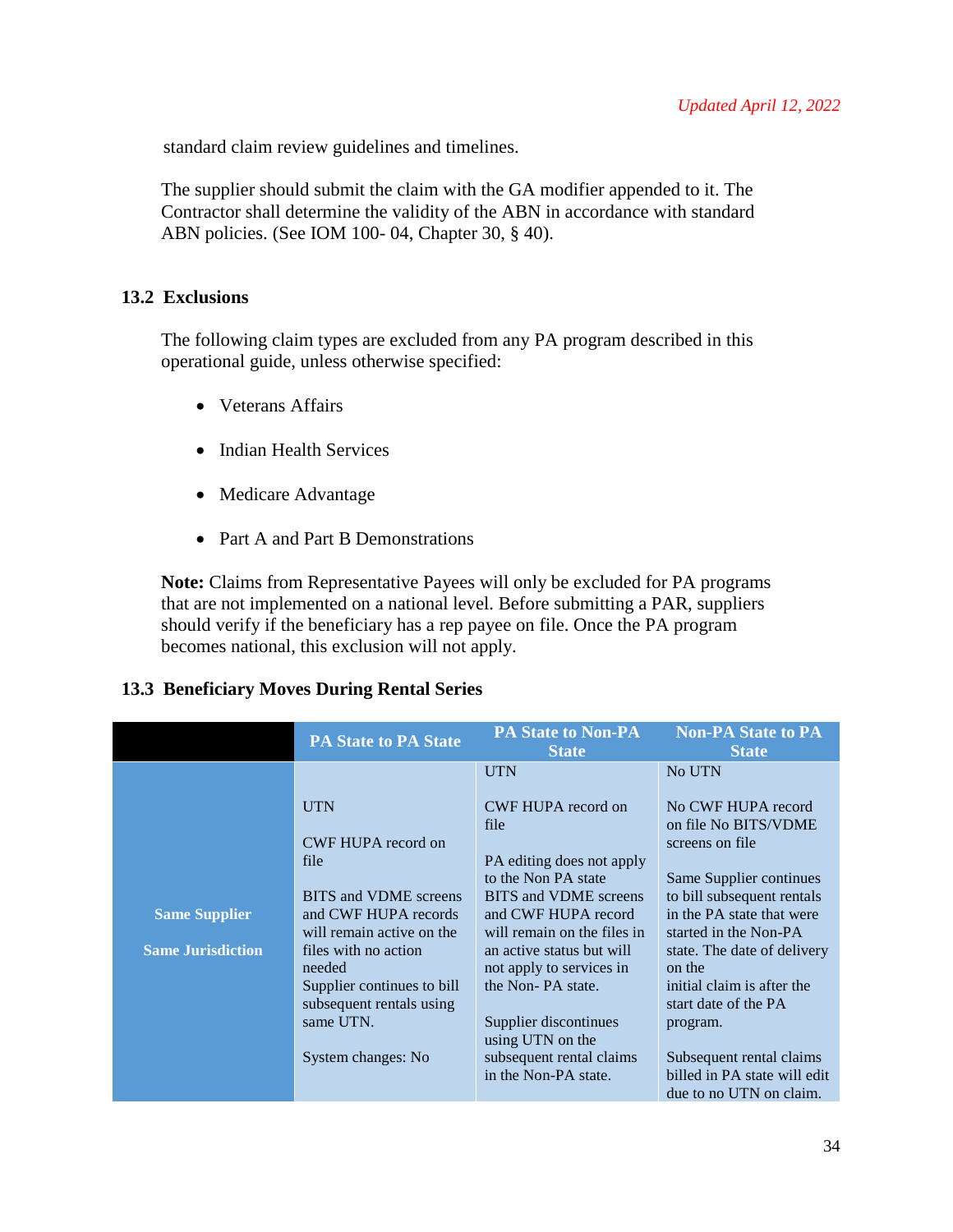*Updated April 12, 2022*

standard claim review guidelines and timelines.

The supplier should submit the claim with the GA modifier appended to it. The Contractor shall determine the validity of the ABN in accordance with standard ABN policies. (See IOM 100- 04, Chapter 30, § 40).

### 13.2 Exclusions

The following claim types are excluded from any PA program described in this operational guide, unless otherwise specified:

- Veterans Affairs
- Indian Health Services
- Medicare Advantage
- Part A and Part B Demonstrations

**Note:** Claims from Representative Payees will only be excluded for PA programs that are not implemented on a national level. Before submitting a PAR, suppliers should verify if the beneficiary has a rep payee on file. Once the PA program becomes national, this exclusion will not apply.

### 13.3 Beneficiary Moves During Rental Series

| | PA State to PA State | PA State to Non-PA State | Non-PA State to PA State |
|---|---|---|---|
| **Same Supplier**<br><br>**Same Jurisdiction** | UTN<br><br>CWF HUPA record on file<br><br>BITS and VDME screens and CWF HUPA records will remain active on the files with no action needed<br>Supplier continues to bill subsequent rentals using same UTN.<br><br>System changes: No | UTN<br><br>CWF HUPA record on file<br><br>PA editing does not apply to the Non PA state<br>BITS and VDME screens and CWF HUPA record will remain on the files in an active status but will not apply to services in the Non- PA state.<br><br>Supplier discontinues using UTN on the subsequent rental claims in the Non-PA state. | No UTN<br><br>No CWF HUPA record on file No BITS/VDME screens on file<br><br>Same Supplier continues to bill subsequent rentals in the PA state that were started in the Non-PA state. The date of delivery on the initial claim is after the start date of the PA program.<br><br>Subsequent rental claims billed in PA state will edit due to no UTN on claim. |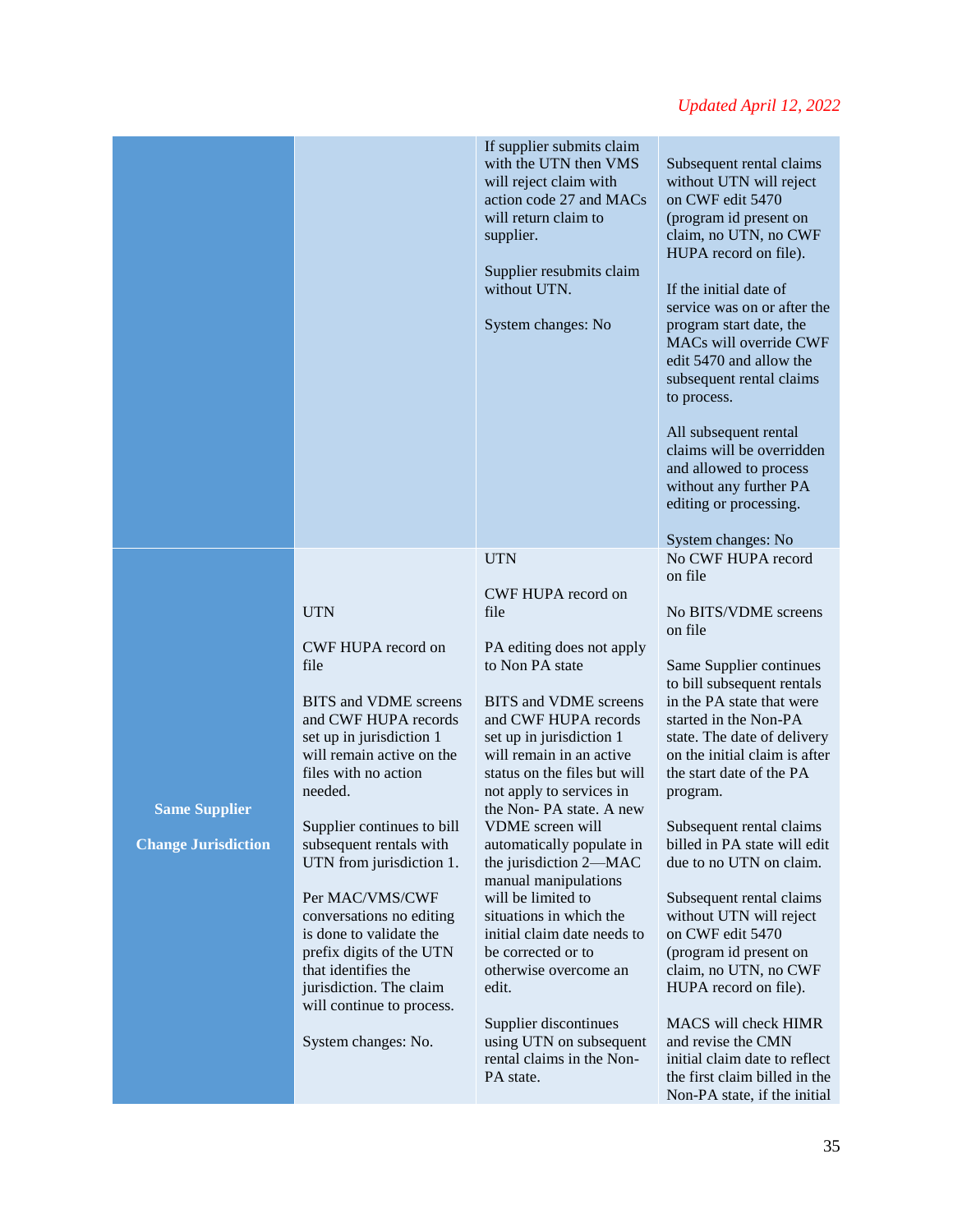*Updated April 12, 2022*

| | | | |
|---|---|---|---|
| | | If supplier submits claim with the UTN then VMS will reject claim with action code 27 and MACs will return claim to supplier.<br><br>Supplier resubmits claim without UTN.<br><br>System changes: No | Subsequent rental claims without UTN will reject on CWF edit 5470 (program id present on claim, no UTN, no CWF HUPA record on file).<br><br>If the initial date of service was on or after the program start date, the MACs will override CWF edit 5470 and allow the subsequent rental claims to process.<br><br>All subsequent rental claims will be overridden and allowed to process without any further PA editing or processing.<br><br>System changes: No |
| **Same Supplier**<br><br>**Change Jurisdiction** | UTN<br><br>CWF HUPA record on file<br><br>BITS and VDME screens and CWF HUPA records set up in jurisdiction 1 will remain active on the files with no action needed.<br><br>Supplier continues to bill subsequent rentals with UTN from jurisdiction 1.<br><br>Per MAC/VMS/CWF conversations no editing is done to validate the prefix digits of the UTN that identifies the jurisdiction. The claim will continue to process.<br><br>System changes: No. | UTN<br><br>CWF HUPA record on file<br><br>PA editing does not apply to Non PA state<br><br>BITS and VDME screens and CWF HUPA records set up in jurisdiction 1 will remain in an active status on the files but will not apply to services in the Non- PA state. A new VDME screen will automatically populate in the jurisdiction 2—MAC manual manipulations will be limited to situations in which the initial claim date needs to be corrected or to otherwise overcome an edit.<br><br>Supplier discontinues using UTN on subsequent rental claims in the Non-PA state. | No CWF HUPA record on file<br><br>No BITS/VDME screens on file<br><br>Same Supplier continues to bill subsequent rentals in the PA state that were started in the Non-PA state. The date of delivery on the initial claim is after the start date of the PA program.<br><br>Subsequent rental claims billed in PA state will edit due to no UTN on claim.<br><br>Subsequent rental claims without UTN will reject on CWF edit 5470 (program id present on claim, no UTN, no CWF HUPA record on file).<br><br>MACS will check HIMR and revise the CMN initial claim date to reflect the first claim billed in the Non-PA state, if the initial |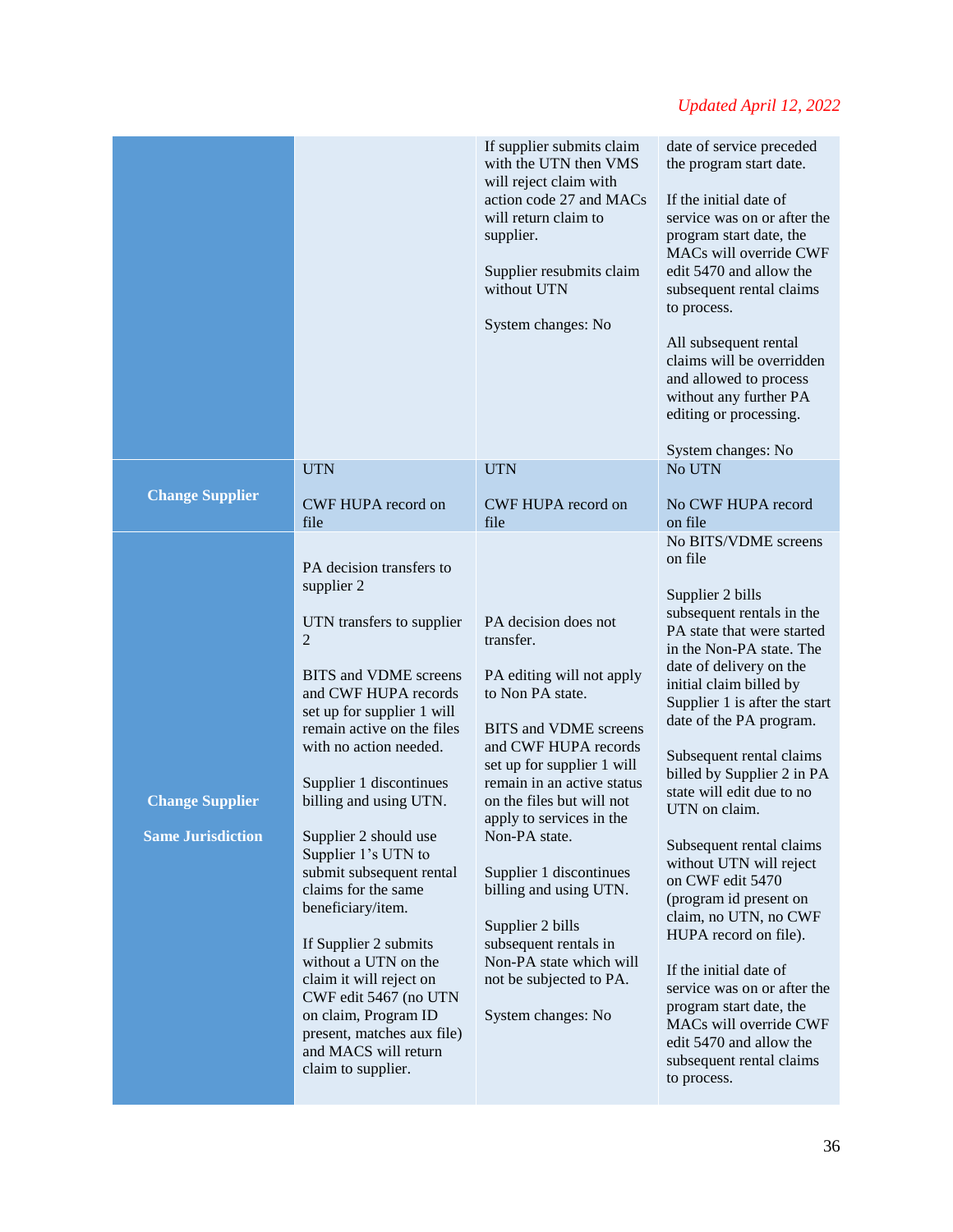*Updated April 12, 2022*

| | | | |
|---|---|---|---|
| | | If supplier submits claim with the UTN then VMS will reject claim with action code 27 and MACs will return claim to supplier.<br><br>Supplier resubmits claim without UTN<br><br>System changes: No | date of service preceded the program start date.<br><br>If the initial date of service was on or after the program start date, the MACs will override CWF edit 5470 and allow the subsequent rental claims to process.<br><br>All subsequent rental claims will be overridden and allowed to process without any further PA editing or processing.<br><br>System changes: No |
| **Change Supplier** | UTN<br><br>CWF HUPA record on file | UTN<br><br>CWF HUPA record on file | No UTN<br><br>No CWF HUPA record on file |
| **Change Supplier**<br><br>**Same Jurisdiction** | PA decision transfers to supplier 2<br><br>UTN transfers to supplier 2<br><br>BITS and VDME screens and CWF HUPA records set up for supplier 1 will remain active on the files with no action needed.<br><br>Supplier 1 discontinues billing and using UTN.<br><br>Supplier 2 should use Supplier 1's UTN to submit subsequent rental claims for the same beneficiary/item.<br><br>If Supplier 2 submits without a UTN on the claim it will reject on CWF edit 5467 (no UTN on claim, Program ID present, matches aux file) and MACS will return claim to supplier. | PA decision does not transfer.<br><br>PA editing will not apply to Non PA state.<br><br>BITS and VDME screens and CWF HUPA records set up for supplier 1 will remain in an active status on the files but will not apply to services in the Non-PA state.<br><br>Supplier 1 discontinues billing and using UTN.<br><br>Supplier 2 bills subsequent rentals in Non-PA state which will not be subjected to PA.<br><br>System changes: No | No BITS/VDME screens on file<br><br>Supplier 2 bills subsequent rentals in the PA state that were started in the Non-PA state. The date of delivery on the initial claim billed by Supplier 1 is after the start date of the PA program.<br><br>Subsequent rental claims billed by Supplier 2 in PA state will edit due to no UTN on claim.<br><br>Subsequent rental claims without UTN will reject on CWF edit 5470 (program id present on claim, no UTN, no CWF HUPA record on file).<br><br>If the initial date of service was on or after the program start date, the MACs will override CWF edit 5470 and allow the subsequent rental claims to process. |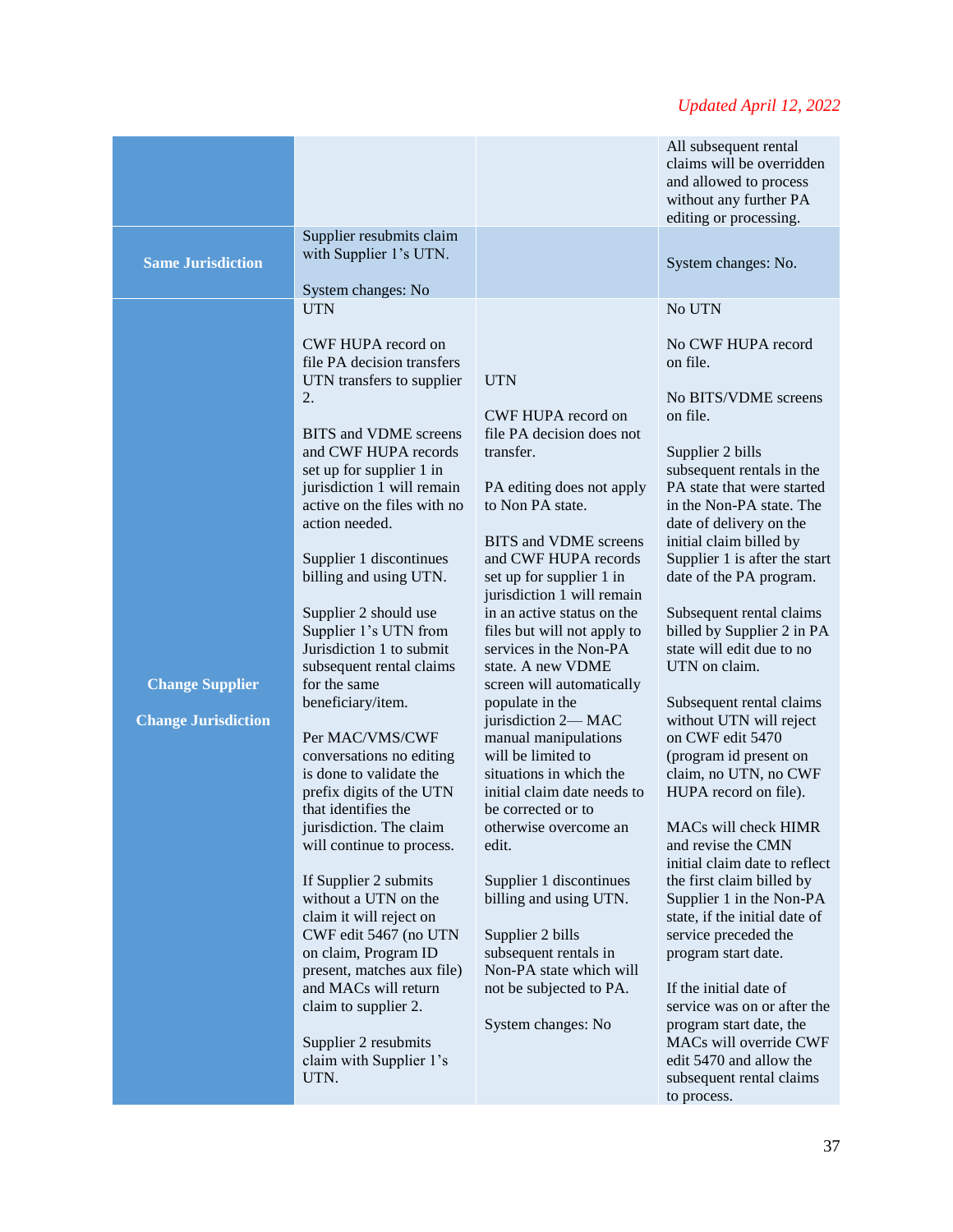*Updated April 12, 2022*

| | | | |
|---|---|---|---|
| | | | All subsequent rental claims will be overridden and allowed to process without any further PA editing or processing. |
| **Same Jurisdiction** | Supplier resubmits claim with Supplier 1's UTN.<br><br>System changes: No | | System changes: No. |
| **Change Supplier**<br><br>**Change Jurisdiction** | UTN<br><br>CWF HUPA record on file PA decision transfers UTN transfers to supplier 2.<br><br>BITS and VDME screens and CWF HUPA records set up for supplier 1 in jurisdiction 1 will remain active on the files with no action needed.<br><br>Supplier 1 discontinues billing and using UTN.<br><br>Supplier 2 should use Supplier 1's UTN from Jurisdiction 1 to submit subsequent rental claims for the same beneficiary/item.<br><br>Per MAC/VMS/CWF conversations no editing is done to validate the prefix digits of the UTN that identifies the jurisdiction. The claim will continue to process.<br><br>If Supplier 2 submits without a UTN on the claim it will reject on CWF edit 5467 (no UTN on claim, Program ID present, matches aux file) and MACs will return claim to supplier 2.<br><br>Supplier 2 resubmits claim with Supplier 1's UTN. | UTN<br><br>CWF HUPA record on file PA decision does not transfer.<br><br>PA editing does not apply to Non PA state.<br><br>BITS and VDME screens and CWF HUPA records set up for supplier 1 in jurisdiction 1 will remain in an active status on the files but will not apply to services in the Non-PA state. A new VDME screen will automatically populate in the jurisdiction 2— MAC manual manipulations will be limited to situations in which the initial claim date needs to be corrected or to otherwise overcome an edit.<br><br>Supplier 1 discontinues billing and using UTN.<br><br>Supplier 2 bills subsequent rentals in Non-PA state which will not be subjected to PA.<br><br>System changes: No | No UTN<br><br>No CWF HUPA record on file.<br><br>No BITS/VDME screens on file.<br><br>Supplier 2 bills subsequent rentals in the PA state that were started in the Non-PA state. The date of delivery on the initial claim billed by Supplier 1 is after the start date of the PA program.<br><br>Subsequent rental claims billed by Supplier 2 in PA state will edit due to no UTN on claim.<br><br>Subsequent rental claims without UTN will reject on CWF edit 5470 (program id present on claim, no UTN, no CWF HUPA record on file).<br><br>MACs will check HIMR and revise the CMN initial claim date to reflect the first claim billed by Supplier 1 in the Non-PA state, if the initial date of service preceded the program start date.<br><br>If the initial date of service was on or after the program start date, the MACs will override CWF edit 5470 and allow the subsequent rental claims to process. |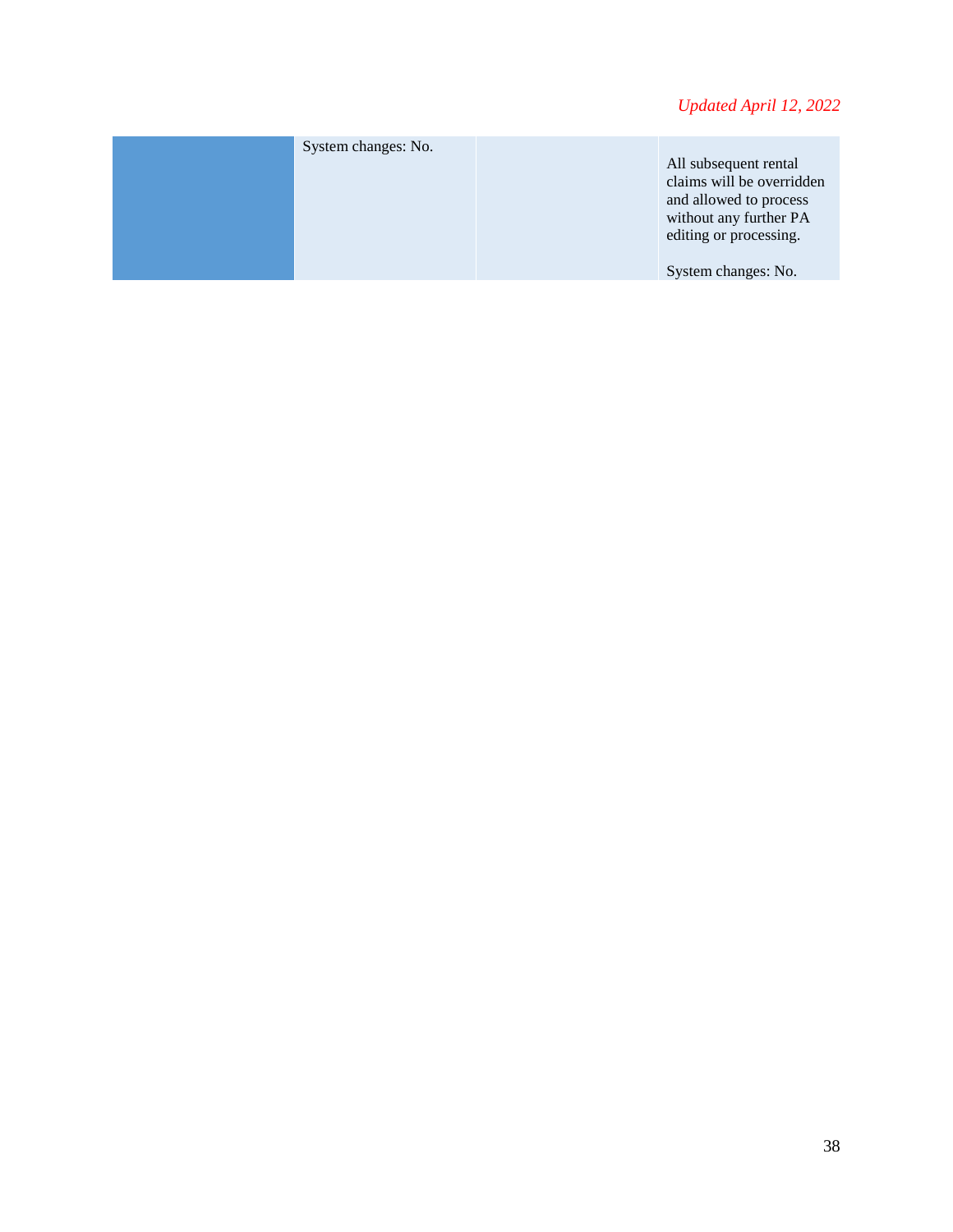Updated April 12, 2022

| | | | |
|---|---|---|---|
| | System changes: No. | | All subsequent rental claims will be overridden and allowed to process without any further PA editing or processing.<br><br>System changes: No. |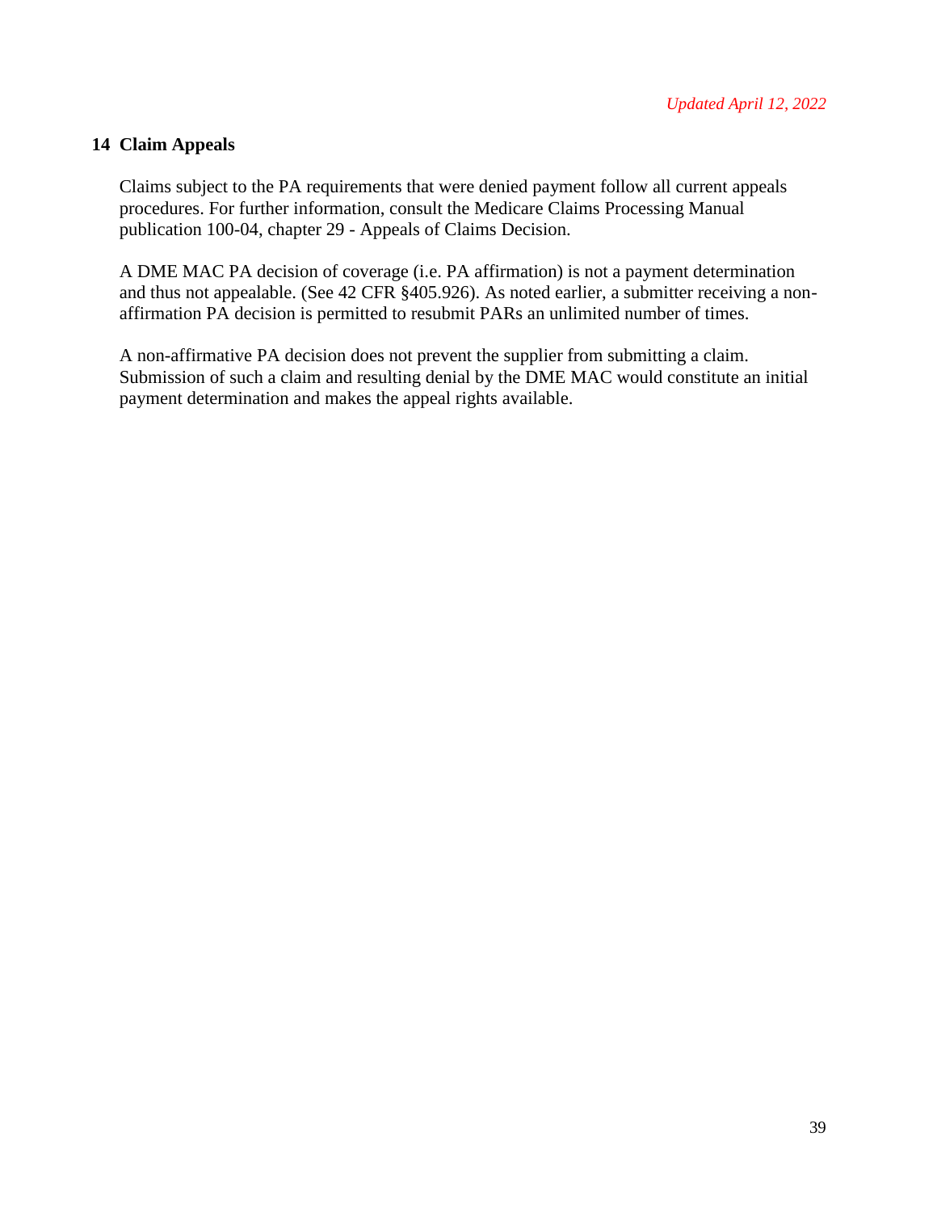*Updated April 12, 2022*

## 14 Claim Appeals

Claims subject to the PA requirements that were denied payment follow all current appeals procedures. For further information, consult the Medicare Claims Processing Manual publication 100-04, chapter 29 - Appeals of Claims Decision.

A DME MAC PA decision of coverage (i.e. PA affirmation) is not a payment determination and thus not appealable. (See 42 CFR §405.926). As noted earlier, a submitter receiving a non-affirmation PA decision is permitted to resubmit PARs an unlimited number of times.

A non-affirmative PA decision does not prevent the supplier from submitting a claim. Submission of such a claim and resulting denial by the DME MAC would constitute an initial payment determination and makes the appeal rights available.